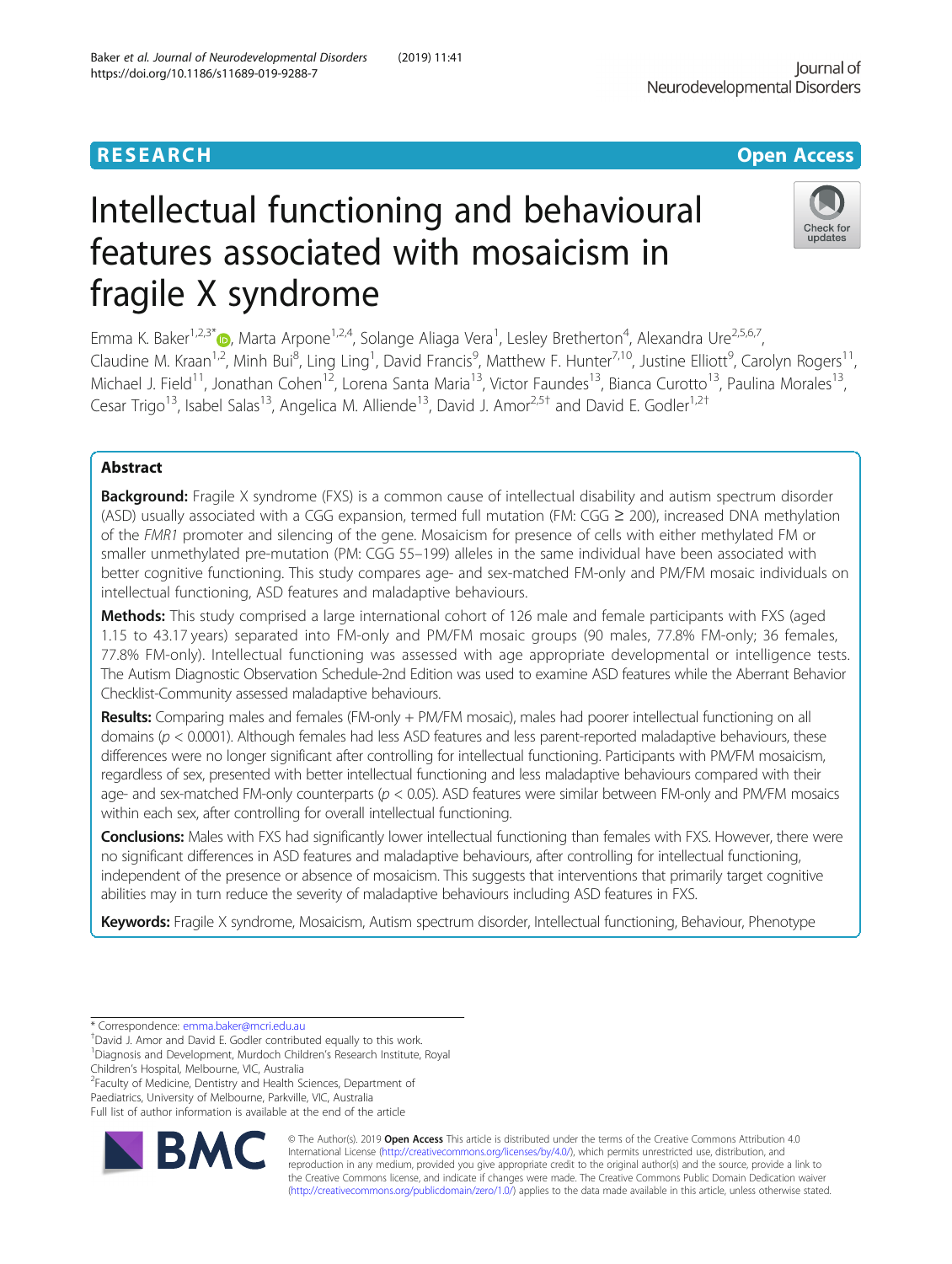RESEARCH

Open Access

# Intellectual functioning and behavioural features associated with mosaicism in fragile X syndrome

Emma K. Baker[1,2,3*], Marta Arpone[1,2,4], Solange Aliaga Vera[1], Lesley Bretherton[4], Alexandra Ure[2,5,6,7], Claudine M. Kraan[1,2], Minh Bui[8], Ling Ling[1], David Francis[9], Matthew F. Hunter[7,10], Justine Elliott[9], Carolyn Rogers[11], Michael J. Field[11], Jonathan Cohen[12], Lorena Santa Maria[13], Victor Faundes[13], Bianca Curotto[13], Paulina Morales[13], Cesar Trigo[13], Isabel Salas[13], Angelica M. Alliende[13], David J. Amor[2,5†] and David E. Godler[1,2†]

## Abstract

**Background:** Fragile X syndrome (FXS) is a common cause of intellectual disability and autism spectrum disorder (ASD) usually associated with a CGG expansion, termed full mutation (FM: CGG ≥ 200), increased DNA methylation of the *FMR1* promoter and silencing of the gene. Mosaicism for presence of cells with either methylated FM or smaller unmethylated pre-mutation (PM: CGG 55–199) alleles in the same individual have been associated with better cognitive functioning. This study compares age- and sex-matched FM-only and PM/FM mosaic individuals on intellectual functioning, ASD features and maladaptive behaviours.

**Methods:** This study comprised a large international cohort of 126 male and female participants with FXS (aged 1.15 to 43.17 years) separated into FM-only and PM/FM mosaic groups (90 males, 77.8% FM-only; 36 females, 77.8% FM-only). Intellectual functioning was assessed with age appropriate developmental or intelligence tests. The Autism Diagnostic Observation Schedule-2nd Edition was used to examine ASD features while the Aberrant Behavior Checklist-Community assessed maladaptive behaviours.

**Results:** Comparing males and females (FM-only + PM/FM mosaic), males had poorer intellectual functioning on all domains ($p < 0.0001$). Although females had less ASD features and less parent-reported maladaptive behaviours, these differences were no longer significant after controlling for intellectual functioning. Participants with PM/FM mosaicism, regardless of sex, presented with better intellectual functioning and less maladaptive behaviours compared with their age- and sex-matched FM-only counterparts ($p < 0.05$). ASD features were similar between FM-only and PM/FM mosaics within each sex, after controlling for overall intellectual functioning.

**Conclusions:** Males with FXS had significantly lower intellectual functioning than females with FXS. However, there were no significant differences in ASD features and maladaptive behaviours, after controlling for intellectual functioning, independent of the presence or absence of mosaicism. This suggests that interventions that primarily target cognitive abilities may in turn reduce the severity of maladaptive behaviours including ASD features in FXS.

**Keywords:** Fragile X syndrome, Mosaicism, Autism spectrum disorder, Intellectual functioning, Behaviour, Phenotype

---

* Correspondence: emma.baker@mcri.edu.au
† David J. Amor and David E. Godler contributed equally to this work.
[1] Diagnosis and Development, Murdoch Children's Research Institute, Royal Children's Hospital, Melbourne, VIC, Australia
[2] Faculty of Medicine, Dentistry and Health Sciences, Department of Paediatrics, University of Melbourne, Parkville, VIC, Australia
Full list of author information is available at the end of the article

© The Author(s). 2019 **Open Access** This article is distributed under the terms of the Creative Commons Attribution 4.0 International License (http://creativecommons.org/licenses/by/4.0/), which permits unrestricted use, distribution, and reproduction in any medium, provided you give appropriate credit to the original author(s) and the source, provide a link to the Creative Commons license, and indicate if changes were made. The Creative Commons Public Domain Dedication waiver (http://creativecommons.org/publicdomain/zero/1.0/) applies to the data made available in this article, unless otherwise stated.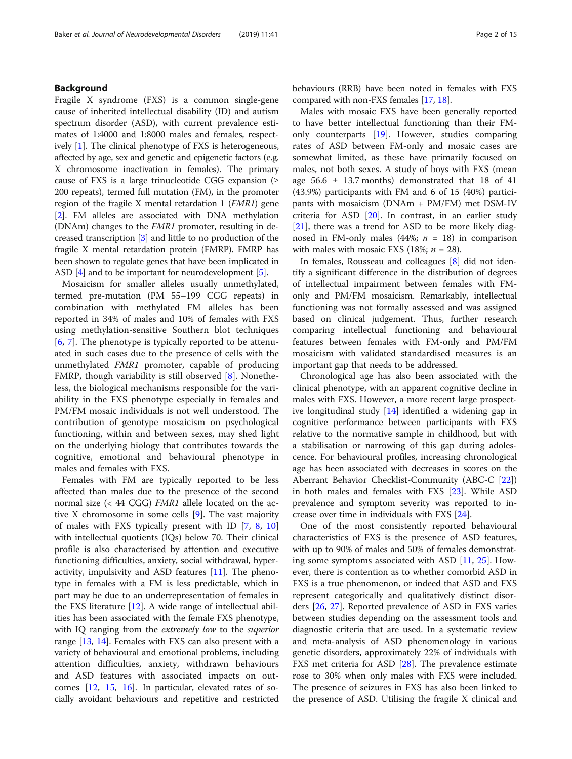## Background

Fragile X syndrome (FXS) is a common single-gene cause of inherited intellectual disability (ID) and autism spectrum disorder (ASD), with current prevalence estimates of 1:4000 and 1:8000 males and females, respectively [1]. The clinical phenotype of FXS is heterogeneous, affected by age, sex and genetic and epigenetic factors (e.g. X chromosome inactivation in females). The primary cause of FXS is a large trinucleotide CGG expansion (≥ 200 repeats), termed full mutation (FM), in the promoter region of the fragile X mental retardation 1 (*FMR1*) gene [2]. FM alleles are associated with DNA methylation (DNAm) changes to the *FMR1* promoter, resulting in decreased transcription [3] and little to no production of the fragile X mental retardation protein (FMRP). FMRP has been shown to regulate genes that have been implicated in ASD [4] and to be important for neurodevelopment [5].

Mosaicism for smaller alleles usually unmethylated, termed pre-mutation (PM 55–199 CGG repeats) in combination with methylated FM alleles has been reported in 34% of males and 10% of females with FXS using methylation-sensitive Southern blot techniques [6, 7]. The phenotype is typically reported to be attenuated in such cases due to the presence of cells with the unmethylated *FMR1* promoter, capable of producing FMRP, though variability is still observed [8]. Nonetheless, the biological mechanisms responsible for the variability in the FXS phenotype especially in females and PM/FM mosaic individuals is not well understood. The contribution of genotype mosaicism on psychological functioning, within and between sexes, may shed light on the underlying biology that contributes towards the cognitive, emotional and behavioural phenotype in males and females with FXS.

Females with FM are typically reported to be less affected than males due to the presence of the second normal size (< 44 CGG) *FMR1* allele located on the active X chromosome in some cells [9]. The vast majority of males with FXS typically present with ID [7, 8, 10] with intellectual quotients (IQs) below 70. Their clinical profile is also characterised by attention and executive functioning difficulties, anxiety, social withdrawal, hyperactivity, impulsivity and ASD features [11]. The phenotype in females with a FM is less predictable, which in part may be due to an underrepresentation of females in the FXS literature [12]. A wide range of intellectual abilities has been associated with the female FXS phenotype, with IQ ranging from the *extremely low* to the *superior* range [13, 14]. Females with FXS can also present with a variety of behavioural and emotional problems, including attention difficulties, anxiety, withdrawn behaviours and ASD features with associated impacts on outcomes [12, 15, 16]. In particular, elevated rates of socially avoidant behaviours and repetitive and restricted behaviours (RRB) have been noted in females with FXS compared with non-FXS females [17, 18].

Males with mosaic FXS have been generally reported to have better intellectual functioning than their FM-only counterparts [19]. However, studies comparing rates of ASD between FM-only and mosaic cases are somewhat limited, as these have primarily focused on males, not both sexes. A study of boys with FXS (mean age 56.6 ± 13.7 months) demonstrated that 18 of 41 (43.9%) participants with FM and 6 of 15 (40%) participants with mosaicism (DNAm + PM/FM) met DSM-IV criteria for ASD [20]. In contrast, in an earlier study [21], there was a trend for ASD to be more likely diagnosed in FM-only males (44%; $n$ = 18) in comparison with males with mosaic FXS (18%; $n$ = 28).

In females, Rousseau and colleagues [8] did not identify a significant difference in the distribution of degrees of intellectual impairment between females with FM-only and PM/FM mosaicism. Remarkably, intellectual functioning was not formally assessed and was assigned based on clinical judgement. Thus, further research comparing intellectual functioning and behavioural features between females with FM-only and PM/FM mosaicism with validated standardised measures is an important gap that needs to be addressed.

Chronological age has also been associated with the clinical phenotype, with an apparent cognitive decline in males with FXS. However, a more recent large prospective longitudinal study [14] identified a widening gap in cognitive performance between participants with FXS relative to the normative sample in childhood, but with a stabilisation or narrowing of this gap during adolescence. For behavioural profiles, increasing chronological age has been associated with decreases in scores on the Aberrant Behavior Checklist-Community (ABC-C [22]) in both males and females with FXS [23]. While ASD prevalence and symptom severity was reported to increase over time in individuals with FXS [24].

One of the most consistently reported behavioural characteristics of FXS is the presence of ASD features, with up to 90% of males and 50% of females demonstrating some symptoms associated with ASD [11, 25]. However, there is contention as to whether comorbid ASD in FXS is a true phenomenon, or indeed that ASD and FXS represent categorically and qualitatively distinct disorders [26, 27]. Reported prevalence of ASD in FXS varies between studies depending on the assessment tools and diagnostic criteria that are used. In a systematic review and meta-analysis of ASD phenomenology in various genetic disorders, approximately 22% of individuals with FXS met criteria for ASD [28]. The prevalence estimate rose to 30% when only males with FXS were included. The presence of seizures in FXS has also been linked to the presence of ASD. Utilising the fragile X clinical and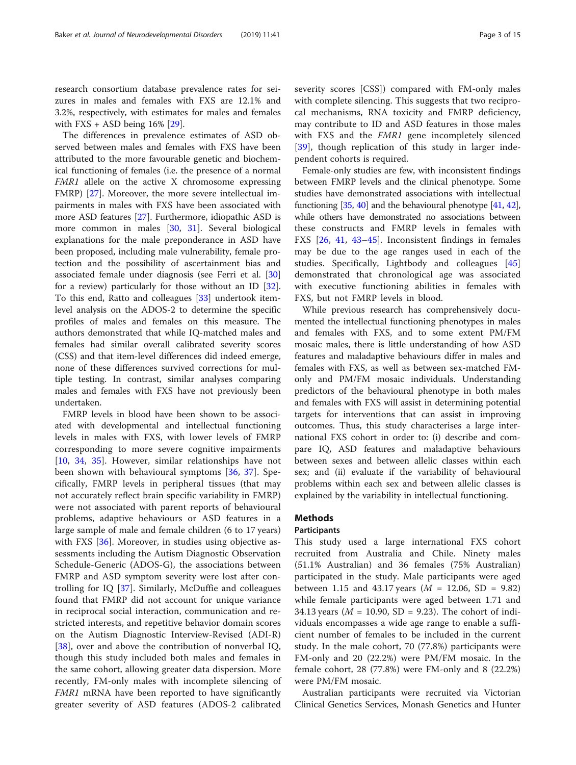research consortium database prevalence rates for seizures in males and females with FXS are 12.1% and 3.2%, respectively, with estimates for males and females with FXS + ASD being 16% [29].

The differences in prevalence estimates of ASD observed between males and females with FXS have been attributed to the more favourable genetic and biochemical functioning of females (i.e. the presence of a normal *FMR1* allele on the active X chromosome expressing FMRP) [27]. Moreover, the more severe intellectual impairments in males with FXS have been associated with more ASD features [27]. Furthermore, idiopathic ASD is more common in males [30, 31]. Several biological explanations for the male preponderance in ASD have been proposed, including male vulnerability, female protection and the possibility of ascertainment bias and associated female under diagnosis (see Ferri et al. [30] for a review) particularly for those without an ID [32]. To this end, Ratto and colleagues [33] undertook item-level analysis on the ADOS-2 to determine the specific profiles of males and females on this measure. The authors demonstrated that while IQ-matched males and females had similar overall calibrated severity scores (CSS) and that item-level differences did indeed emerge, none of these differences survived corrections for multiple testing. In contrast, similar analyses comparing males and females with FXS have not previously been undertaken.

FMRP levels in blood have been shown to be associated with developmental and intellectual functioning levels in males with FXS, with lower levels of FMRP corresponding to more severe cognitive impairments [10, 34, 35]. However, similar relationships have not been shown with behavioural symptoms [36, 37]. Specifically, FMRP levels in peripheral tissues (that may not accurately reflect brain specific variability in FMRP) were not associated with parent reports of behavioural problems, adaptive behaviours or ASD features in a large sample of male and female children (6 to 17 years) with FXS [36]. Moreover, in studies using objective assessments including the Autism Diagnostic Observation Schedule-Generic (ADOS-G), the associations between FMRP and ASD symptom severity were lost after controlling for IQ [37]. Similarly, McDuffie and colleagues found that FMRP did not account for unique variance in reciprocal social interaction, communication and restricted interests, and repetitive behavior domain scores on the Autism Diagnostic Interview-Revised (ADI-R) [38], over and above the contribution of nonverbal IQ, though this study included both males and females in the same cohort, allowing greater data dispersion. More recently, FM-only males with incomplete silencing of *FMR1* mRNA have been reported to have significantly greater severity of ASD features (ADOS-2 calibrated severity scores [CSS]) compared with FM-only males with complete silencing. This suggests that two reciprocal mechanisms, RNA toxicity and FMRP deficiency, may contribute to ID and ASD features in those males with FXS and the *FMR1* gene incompletely silenced [39], though replication of this study in larger independent cohorts is required.

Female-only studies are few, with inconsistent findings between FMRP levels and the clinical phenotype. Some studies have demonstrated associations with intellectual functioning [35, 40] and the behavioural phenotype [41, 42], while others have demonstrated no associations between these constructs and FMRP levels in females with FXS [26, 41, 43–45]. Inconsistent findings in females may be due to the age ranges used in each of the studies. Specifically, Lightbody and colleagues [45] demonstrated that chronological age was associated with executive functioning abilities in females with FXS, but not FMRP levels in blood.

While previous research has comprehensively documented the intellectual functioning phenotypes in males and females with FXS, and to some extent PM/FM mosaic males, there is little understanding of how ASD features and maladaptive behaviours differ in males and females with FXS, as well as between sex-matched FM-only and PM/FM mosaic individuals. Understanding predictors of the behavioural phenotype in both males and females with FXS will assist in determining potential targets for interventions that can assist in improving outcomes. Thus, this study characterises a large international FXS cohort in order to: (i) describe and compare IQ, ASD features and maladaptive behaviours between sexes and between allelic classes within each sex; and (ii) evaluate if the variability of behavioural problems within each sex and between allelic classes is explained by the variability in intellectual functioning.

## Methods

### Participants

This study used a large international FXS cohort recruited from Australia and Chile. Ninety males (51.1% Australian) and 36 females (75% Australian) participated in the study. Male participants were aged between 1.15 and 43.17 years ($M$ = 12.06, SD = 9.82) while female participants were aged between 1.71 and 34.13 years ($M$ = 10.90, SD = 9.23). The cohort of individuals encompasses a wide age range to enable a sufficient number of females to be included in the current study. In the male cohort, 70 (77.8%) participants were FM-only and 20 (22.2%) were PM/FM mosaic. In the female cohort, 28 (77.8%) were FM-only and 8 (22.2%) were PM/FM mosaic.

Australian participants were recruited via Victorian Clinical Genetics Services, Monash Genetics and Hunter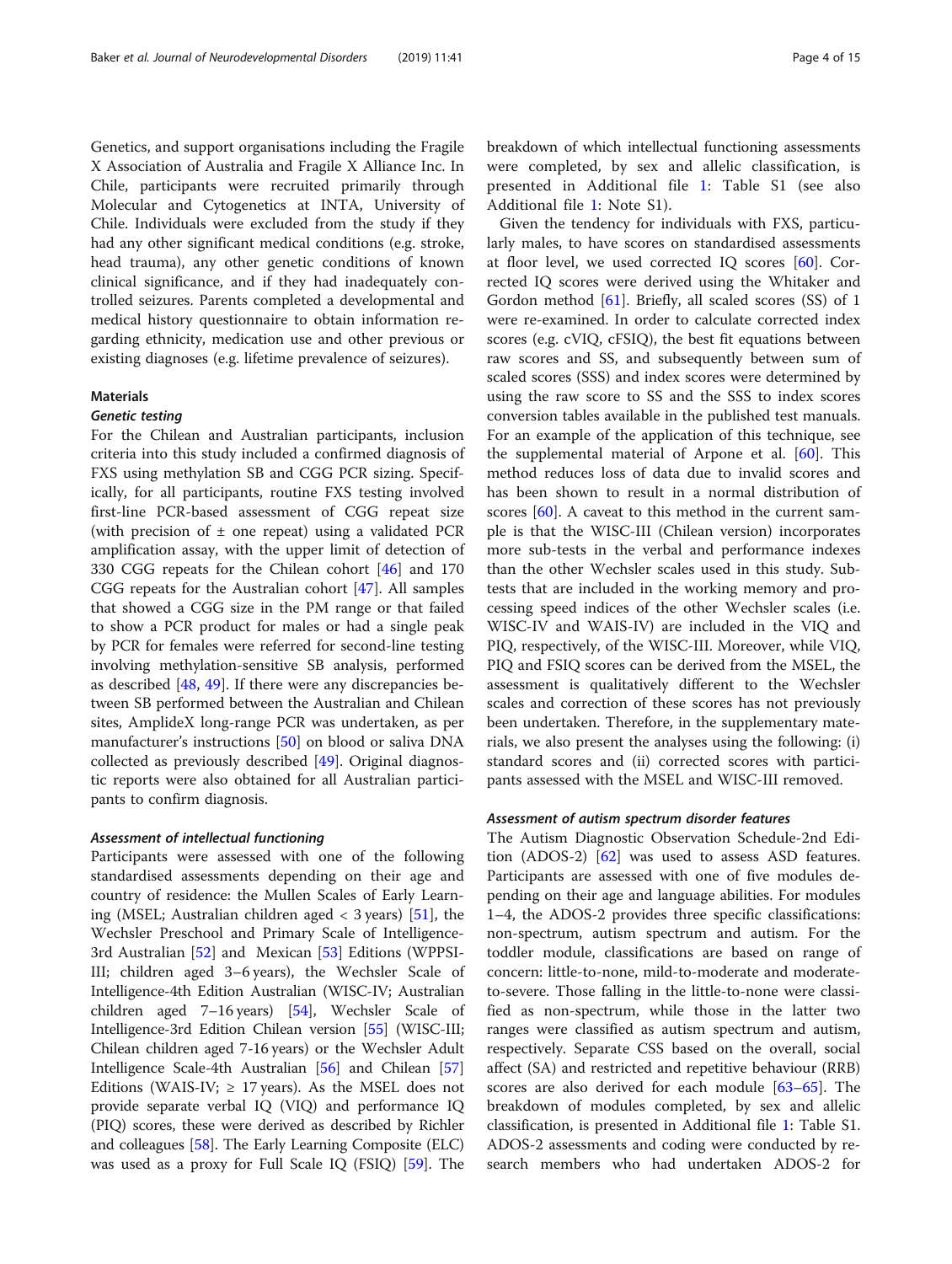Genetics, and support organisations including the Fragile X Association of Australia and Fragile X Alliance Inc. In Chile, participants were recruited primarily through Molecular and Cytogenetics at INTA, University of Chile. Individuals were excluded from the study if they had any other significant medical conditions (e.g. stroke, head trauma), any other genetic conditions of known clinical significance, and if they had inadequately controlled seizures. Parents completed a developmental and medical history questionnaire to obtain information regarding ethnicity, medication use and other previous or existing diagnoses (e.g. lifetime prevalence of seizures).

### Materials

#### Genetic testing

For the Chilean and Australian participants, inclusion criteria into this study included a confirmed diagnosis of FXS using methylation SB and CGG PCR sizing. Specifically, for all participants, routine FXS testing involved first-line PCR-based assessment of CGG repeat size (with precision of ± one repeat) using a validated PCR amplification assay, with the upper limit of detection of 330 CGG repeats for the Chilean cohort [46] and 170 CGG repeats for the Australian cohort [47]. All samples that showed a CGG size in the PM range or that failed to show a PCR product for males or had a single peak by PCR for females were referred for second-line testing involving methylation-sensitive SB analysis, performed as described [48, 49]. If there were any discrepancies between SB performed between the Australian and Chilean sites, AmplideX long-range PCR was undertaken, as per manufacturer's instructions [50] on blood or saliva DNA collected as previously described [49]. Original diagnostic reports were also obtained for all Australian participants to confirm diagnosis.

#### Assessment of intellectual functioning

Participants were assessed with one of the following standardised assessments depending on their age and country of residence: the Mullen Scales of Early Learning (MSEL; Australian children aged < 3 years) [51], the Wechsler Preschool and Primary Scale of Intelligence-3rd Australian [52] and Mexican [53] Editions (WPPSI-III; children aged 3–6 years), the Wechsler Scale of Intelligence-4th Edition Australian (WISC-IV; Australian children aged 7–16 years) [54], Wechsler Scale of Intelligence-3rd Edition Chilean version [55] (WISC-III; Chilean children aged 7-16 years) or the Wechsler Adult Intelligence Scale-4th Australian [56] and Chilean [57] Editions (WAIS-IV; ≥ 17 years). As the MSEL does not provide separate verbal IQ (VIQ) and performance IQ (PIQ) scores, these were derived as described by Richler and colleagues [58]. The Early Learning Composite (ELC) was used as a proxy for Full Scale IQ (FSIQ) [59]. The breakdown of which intellectual functioning assessments were completed, by sex and allelic classification, is presented in Additional file 1: Table S1 (see also Additional file 1: Note S1).

Given the tendency for individuals with FXS, particularly males, to have scores on standardised assessments at floor level, we used corrected IQ scores [60]. Corrected IQ scores were derived using the Whitaker and Gordon method [61]. Briefly, all scaled scores (SS) of 1 were re-examined. In order to calculate corrected index scores (e.g. cVIQ, cFSIQ), the best fit equations between raw scores and SS, and subsequently between sum of scaled scores (SSS) and index scores were determined by using the raw score to SS and the SSS to index scores conversion tables available in the published test manuals. For an example of the application of this technique, see the supplemental material of Arpone et al. [60]. This method reduces loss of data due to invalid scores and has been shown to result in a normal distribution of scores [60]. A caveat to this method in the current sample is that the WISC-III (Chilean version) incorporates more sub-tests in the verbal and performance indexes than the other Wechsler scales used in this study. Subtests that are included in the working memory and processing speed indices of the other Wechsler scales (i.e. WISC-IV and WAIS-IV) are included in the VIQ and PIQ, respectively, of the WISC-III. Moreover, while VIQ, PIQ and FSIQ scores can be derived from the MSEL, the assessment is qualitatively different to the Wechsler scales and correction of these scores has not previously been undertaken. Therefore, in the supplementary materials, we also present the analyses using the following: (i) standard scores and (ii) corrected scores with participants assessed with the MSEL and WISC-III removed.

#### Assessment of autism spectrum disorder features

The Autism Diagnostic Observation Schedule-2nd Edition (ADOS-2) [62] was used to assess ASD features. Participants are assessed with one of five modules depending on their age and language abilities. For modules 1–4, the ADOS-2 provides three specific classifications: non-spectrum, autism spectrum and autism. For the toddler module, classifications are based on range of concern: little-to-none, mild-to-moderate and moderate-to-severe. Those falling in the little-to-none were classified as non-spectrum, while those in the latter two ranges were classified as autism spectrum and autism, respectively. Separate CSS based on the overall, social affect (SA) and restricted and repetitive behaviour (RRB) scores are also derived for each module [63–65]. The breakdown of modules completed, by sex and allelic classification, is presented in Additional file 1: Table S1. ADOS-2 assessments and coding were conducted by research members who had undertaken ADOS-2 for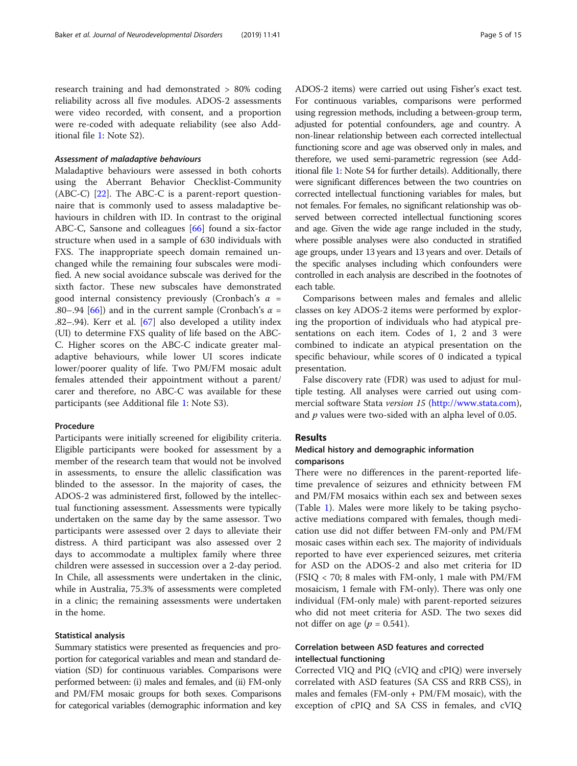research training and had demonstrated > 80% coding reliability across all five modules. ADOS-2 assessments were video recorded, with consent, and a proportion were re-coded with adequate reliability (see also Additional file 1: Note S2).

#### *Assessment of maladaptive behaviours*

Maladaptive behaviours were assessed in both cohorts using the Aberrant Behavior Checklist-Community (ABC-C) [22]. The ABC-C is a parent-report questionnaire that is commonly used to assess maladaptive behaviours in children with ID. In contrast to the original ABC-C, Sansone and colleagues [66] found a six-factor structure when used in a sample of 630 individuals with FXS. The inappropriate speech domain remained unchanged while the remaining four subscales were modified. A new social avoidance subscale was derived for the sixth factor. These new subscales have demonstrated good internal consistency previously (Cronbach's $\alpha$ = .80–.94 [66]) and in the current sample (Cronbach's $\alpha$ = .82–.94). Kerr et al. [67] also developed a utility index (UI) to determine FXS quality of life based on the ABC-C. Higher scores on the ABC-C indicate greater maladaptive behaviours, while lower UI scores indicate lower/poorer quality of life. Two PM/FM mosaic adult females attended their appointment without a parent/carer and therefore, no ABC-C was available for these participants (see Additional file 1: Note S3).

### Procedure

Participants were initially screened for eligibility criteria. Eligible participants were booked for assessment by a member of the research team that would not be involved in assessments, to ensure the allelic classification was blinded to the assessor. In the majority of cases, the ADOS-2 was administered first, followed by the intellectual functioning assessment. Assessments were typically undertaken on the same day by the same assessor. Two participants were assessed over 2 days to alleviate their distress. A third participant was also assessed over 2 days to accommodate a multiplex family where three children were assessed in succession over a 2-day period. In Chile, all assessments were undertaken in the clinic, while in Australia, 75.3% of assessments were completed in a clinic; the remaining assessments were undertaken in the home.

### Statistical analysis

Summary statistics were presented as frequencies and proportion for categorical variables and mean and standard deviation (SD) for continuous variables. Comparisons were performed between: (i) males and females, and (ii) FM-only and PM/FM mosaic groups for both sexes. Comparisons for categorical variables (demographic information and key ADOS-2 items) were carried out using Fisher's exact test. For continuous variables, comparisons were performed using regression methods, including a between-group term, adjusted for potential confounders, age and country. A non-linear relationship between each corrected intellectual functioning score and age was observed only in males, and therefore, we used semi-parametric regression (see Additional file 1: Note S4 for further details). Additionally, there were significant differences between the two countries on corrected intellectual functioning variables for males, but not females. For females, no significant relationship was observed between corrected intellectual functioning scores and age. Given the wide age range included in the study, where possible analyses were also conducted in stratified age groups, under 13 years and 13 years and over. Details of the specific analyses including which confounders were controlled in each analysis are described in the footnotes of each table.

Comparisons between males and females and allelic classes on key ADOS-2 items were performed by exploring the proportion of individuals who had atypical presentations on each item. Codes of 1, 2 and 3 were combined to indicate an atypical presentation on the specific behaviour, while scores of 0 indicated a typical presentation.

False discovery rate (FDR) was used to adjust for multiple testing. All analyses were carried out using commercial software Stata *version 15* (http://www.stata.com), and *p* values were two-sided with an alpha level of 0.05.

## Results

### Medical history and demographic information comparisons

There were no differences in the parent-reported lifetime prevalence of seizures and ethnicity between FM and PM/FM mosaics within each sex and between sexes (Table 1). Males were more likely to be taking psychoactive mediations compared with females, though medication use did not differ between FM-only and PM/FM mosaic cases within each sex. The majority of individuals reported to have ever experienced seizures, met criteria for ASD on the ADOS-2 and also met criteria for ID (FSIQ < 70; 8 males with FM-only, 1 male with PM/FM mosaicism, 1 female with FM-only). There was only one individual (FM-only male) with parent-reported seizures who did not meet criteria for ASD. The two sexes did not differ on age ($p$ = 0.541).

### Correlation between ASD features and corrected intellectual functioning

Corrected VIQ and PIQ (cVIQ and cPIQ) were inversely correlated with ASD features (SA CSS and RRB CSS), in males and females (FM-only + PM/FM mosaic), with the exception of cPIQ and SA CSS in females, and cVIQ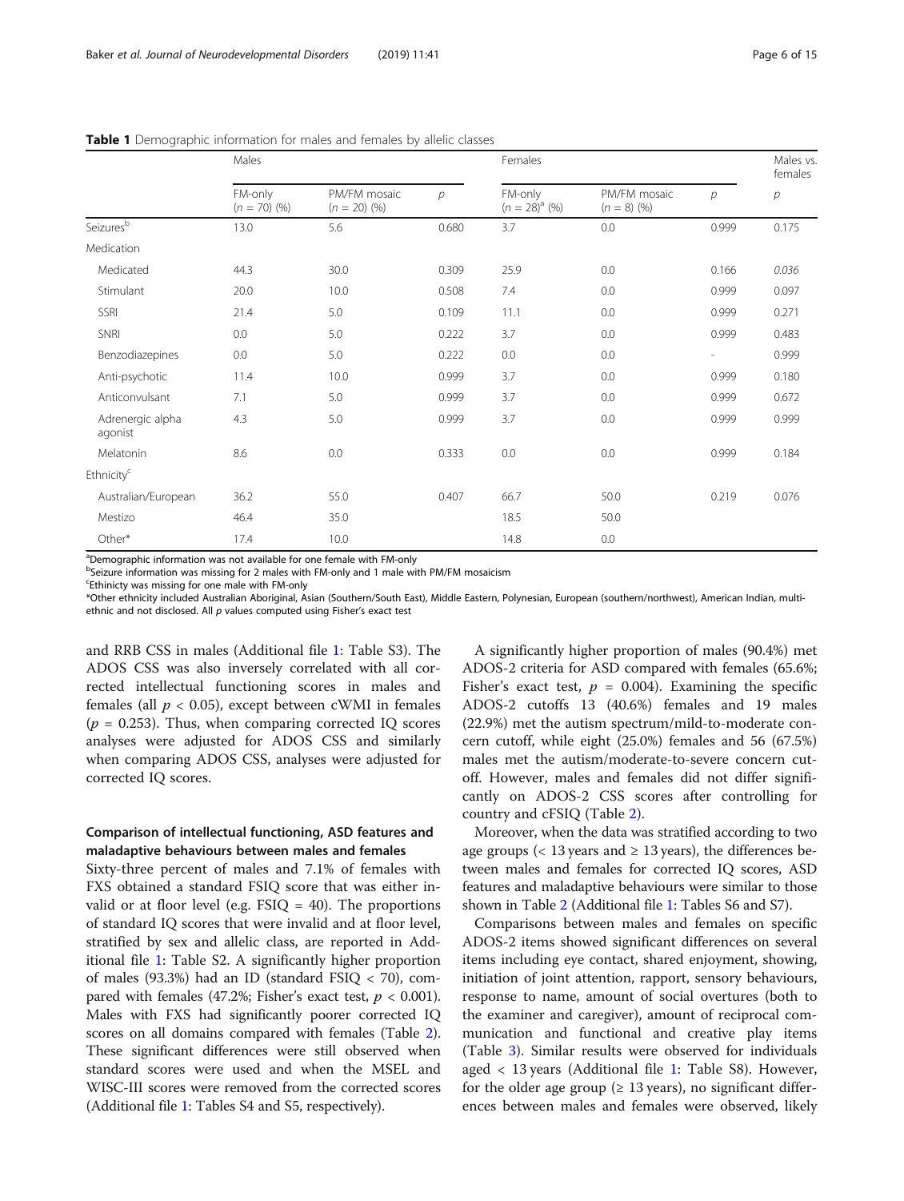**Table 1** Demographic information for males and females by allelic classes

| | Males | | | Females | | | Males vs. females |
|---|---|---|---|---|---|---|---|
| | FM-only (*n* = 70) (%) | PM/FM mosaic (*n* = 20) (%) | *p* | FM-only (*n* = 28)[a] (%) | PM/FM mosaic (*n* = 8) (%) | *p* | *p* |
| Seizures[b] | 13.0 | 5.6 | 0.680 | 3.7 | 0.0 | 0.999 | 0.175 |
| Medication | | | | | | | |
| Medicated | 44.3 | 30.0 | 0.309 | 25.9 | 0.0 | 0.166 | *0.036* |
| Stimulant | 20.0 | 10.0 | 0.508 | 7.4 | 0.0 | 0.999 | 0.097 |
| SSRI | 21.4 | 5.0 | 0.109 | 11.1 | 0.0 | 0.999 | 0.271 |
| SNRI | 0.0 | 5.0 | 0.222 | 3.7 | 0.0 | 0.999 | 0.483 |
| Benzodiazepines | 0.0 | 5.0 | 0.222 | 0.0 | 0.0 | - | 0.999 |
| Anti-psychotic | 11.4 | 10.0 | 0.999 | 3.7 | 0.0 | 0.999 | 0.180 |
| Anticonvulsant | 7.1 | 5.0 | 0.999 | 3.7 | 0.0 | 0.999 | 0.672 |
| Adrenergic alpha agonist | 4.3 | 5.0 | 0.999 | 3.7 | 0.0 | 0.999 | 0.999 |
| Melatonin | 8.6 | 0.0 | 0.333 | 0.0 | 0.0 | 0.999 | 0.184 |
| Ethnicity[c] | | | | | | | |
| Australian/European | 36.2 | 55.0 | 0.407 | 66.7 | 50.0 | 0.219 | 0.076 |
| Mestizo | 46.4 | 35.0 | | 18.5 | 50.0 | | |
| Other* | 17.4 | 10.0 | | 14.8 | 0.0 | | |

[a]Demographic information was not available for one female with FM-only
[b]Seizure information was missing for 2 males with FM-only and 1 male with PM/FM mosaicism
[c]Ethnicty was missing for one male with FM-only
*Other ethnicity included Australian Aboriginal, Asian (Southern/South East), Middle Eastern, Polynesian, European (southern/northwest), American Indian, multi-ethnic and not disclosed. All *p* values computed using Fisher's exact test

and RRB CSS in males (Additional file 1: Table S3). The ADOS CSS was also inversely correlated with all corrected intellectual functioning scores in males and females (all $p < 0.05$), except between cWMI in females ($p = 0.253$). Thus, when comparing corrected IQ scores analyses were adjusted for ADOS CSS and similarly when comparing ADOS CSS, analyses were adjusted for corrected IQ scores.

## Comparison of intellectual functioning, ASD features and maladaptive behaviours between males and females

Sixty-three percent of males and 7.1% of females with FXS obtained a standard FSIQ score that was either invalid or at floor level (e.g. FSIQ = 40). The proportions of standard IQ scores that were invalid and at floor level, stratified by sex and allelic class, are reported in Additional file 1: Table S2. A significantly higher proportion of males (93.3%) had an ID (standard FSIQ < 70), compared with females (47.2%; Fisher's exact test, $p < 0.001$). Males with FXS had significantly poorer corrected IQ scores on all domains compared with females (Table 2). These significant differences were still observed when standard scores were used and when the MSEL and WISC-III scores were removed from the corrected scores (Additional file 1: Tables S4 and S5, respectively).

A significantly higher proportion of males (90.4%) met ADOS-2 criteria for ASD compared with females (65.6%; Fisher's exact test, $p = 0.004$). Examining the specific ADOS-2 cutoffs 13 (40.6%) females and 19 males (22.9%) met the autism spectrum/mild-to-moderate concern cutoff, while eight (25.0%) females and 56 (67.5%) males met the autism/moderate-to-severe concern cutoff. However, males and females did not differ significantly on ADOS-2 CSS scores after controlling for country and cFSIQ (Table 2).

Moreover, when the data was stratified according to two age groups (< 13 years and ≥ 13 years), the differences between males and females for corrected IQ scores, ASD features and maladaptive behaviours were similar to those shown in Table 2 (Additional file 1: Tables S6 and S7).

Comparisons between males and females on specific ADOS-2 items showed significant differences on several items including eye contact, shared enjoyment, showing, initiation of joint attention, rapport, sensory behaviours, response to name, amount of social overtures (both to the examiner and caregiver), amount of reciprocal communication and functional and creative play items (Table 3). Similar results were observed for individuals aged < 13 years (Additional file 1: Table S8). However, for the older age group (≥ 13 years), no significant differences between males and females were observed, likely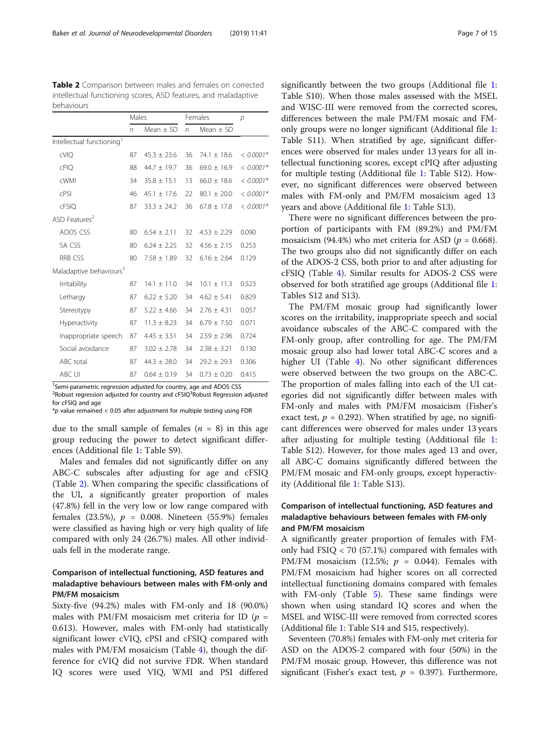**Table 2** Comparison between males and females on corrected intellectual functioning scores, ASD features, and maladaptive behaviours

| | Males | | Females | | *p* |
|---|---|---|---|---|---|
| | *n* | Mean ± SD | *n* | Mean ± SD | |
| Intellectual functioning[1] | | | | | |
| cVIQ | 87 | 45.3 ± 23.6 | 36 | 74.1 ± 18.6 | *< 0.0001\** |
| cPIQ | 88 | 44.7 ± 19.7 | 36 | 69.0 ± 16.9 | *< 0.0001\** |
| cWMI | 34 | 35.8 ± 15.1 | 13 | 66.0 ± 18.6 | *< 0.0001\** |
| cPSI | 46 | 45.1 ± 17.6 | 22 | 80.1 ± 20.0 | *< 0.0001\** |
| cFSIQ | 87 | 33.3 ± 24.2 | 36 | 67.8 ± 17.8 | *< 0.0001\** |
| ASD Features[2] | | | | | |
| ADOS CSS | 80 | 6.54 ± 2.11 | 32 | 4.53 ± 2.29 | 0.090 |
| SA CSS | 80 | 6.24 ± 2.25 | 32 | 4.56 ± 2.15 | 0.253 |
| RRB CSS | 80 | 7.58 ± 1.89 | 32 | 6.16 ± 2.64 | 0.129 |
| Maladaptive behaviours[3] | | | | | |
| Irritability | 87 | 14.1 ± 11.0 | 34 | 10.1 ± 11.3 | 0.523 |
| Lethargy | 87 | 6.22 ± 5.20 | 34 | 4.62 ± 5.41 | 0.829 |
| Stereotypy | 87 | 5.22 ± 4.66 | 34 | 2.76 ± 4.31 | 0.057 |
| Hyperactivity | 87 | 11.3 ± 8.23 | 34 | 6.79 ± 7.50 | 0.071 |
| Inappropriate speech | 87 | 4.45 ± 3.51 | 34 | 2.59 ± 2.96 | 0.724 |
| Social avoidance | 87 | 3.02 ± 2.78 | 34 | 2.38 ± 3.21 | 0.130 |
| ABC total | 87 | 44.3 ± 28.0 | 34 | 29.2 ± 29.3 | 0.306 |
| ABC UI | 87 | 0.64 ± 0.19 | 34 | 0.73 ± 0.20 | 0.415 |

[1]Semi-parametric regression adjusted for country, age and ADOS CSS
[2]Robust regression adjusted for country and cFSIQ[3]Robust Regression adjusted for cFSIQ and age
\**p* value remained < 0.05 after adjustment for multiple testing using FDR

due to the small sample of females ($n$ = 8) in this age group reducing the power to detect significant differences (Additional file 1: Table S9).

Males and females did not significantly differ on any ABC-C subscales after adjusting for age and cFSIQ (Table 2). When comparing the specific classifications of the UI, a significantly greater proportion of males (47.8%) fell in the very low or low range compared with females (23.5%), $p$ = 0.008. Nineteen (55.9%) females were classified as having high or very high quality of life compared with only 24 (26.7%) males. All other individuals fell in the moderate range.

### Comparison of intellectual functioning, ASD features and maladaptive behaviours between males with FM-only and PM/FM mosaicism

Sixty-five (94.2%) males with FM-only and 18 (90.0%) males with PM/FM mosaicism met criteria for ID ($p$ = 0.613). However, males with FM-only had statistically significant lower cVIQ, cPSI and cFSIQ compared with males with PM/FM mosaicism (Table 4), though the difference for cVIQ did not survive FDR. When standard IQ scores were used VIQ, WMI and PSI differed significantly between the two groups (Additional file 1: Table S10). When those males assessed with the MSEL and WISC-III were removed from the corrected scores, differences between the male PM/FM mosaic and FM-only groups were no longer significant (Additional file 1: Table S11). When stratified by age, significant differences were observed for males under 13 years for all intellectual functioning scores, except cPIQ after adjusting for multiple testing (Additional file 1: Table S12). However, no significant differences were observed between males with FM-only and PM/FM mosaicism aged 13 years and above (Additional file 1: Table S13).

There were no significant differences between the proportion of participants with FM (89.2%) and PM/FM mosaicism (94.4%) who met criteria for ASD ($p$ = 0.668). The two groups also did not significantly differ on each of the ADOS-2 CSS, both prior to and after adjusting for cFSIQ (Table 4). Similar results for ADOS-2 CSS were observed for both stratified age groups (Additional file 1: Tables S12 and S13).

The PM/FM mosaic group had significantly lower scores on the irritability, inappropriate speech and social avoidance subscales of the ABC-C compared with the FM-only group, after controlling for age. The PM/FM mosaic group also had lower total ABC-C scores and a higher UI (Table 4). No other significant differences were observed between the two groups on the ABC-C. The proportion of males falling into each of the UI categories did not significantly differ between males with FM-only and males with PM/FM mosaicism (Fisher's exact test, $p$ = 0.292). When stratified by age, no significant differences were observed for males under 13 years after adjusting for multiple testing (Additional file 1: Table S12). However, for those males aged 13 and over, all ABC-C domains significantly differed between the PM/FM mosaic and FM-only groups, except hyperactivity (Additional file 1: Table S13).

### Comparison of intellectual functioning, ASD features and maladaptive behaviours between females with FM-only and PM/FM mosaicism

A significantly greater proportion of females with FM-only had FSIQ < 70 (57.1%) compared with females with PM/FM mosaicism (12.5%; $p$ = 0.044). Females with PM/FM mosaicism had higher scores on all corrected intellectual functioning domains compared with females with FM-only (Table 5). These same findings were shown when using standard IQ scores and when the MSEL and WISC-III were removed from corrected scores (Additional file 1: Table S14 and S15, respectively).

Seventeen (70.8%) females with FM-only met criteria for ASD on the ADOS-2 compared with four (50%) in the PM/FM mosaic group. However, this difference was not significant (Fisher's exact test, $p$ = 0.397). Furthermore,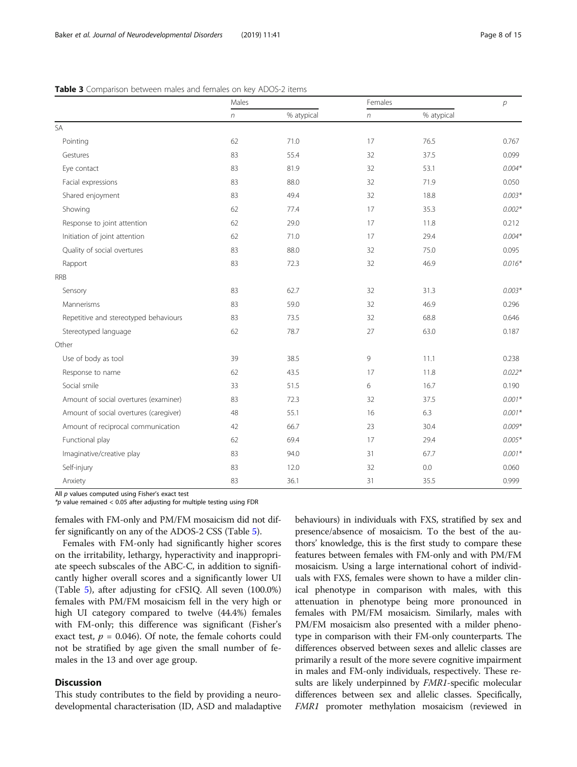**Table 3** Comparison between males and females on key ADOS-2 items

| | Males | | Females | | $p$ |
|---|---|---|---|---|---|
| | $n$ | % atypical | $n$ | % atypical | |
| SA | | | | | |
| Pointing | 62 | 71.0 | 17 | 76.5 | 0.767 |
| Gestures | 83 | 55.4 | 32 | 37.5 | 0.099 |
| Eye contact | 83 | 81.9 | 32 | 53.1 | *0.004** |
| Facial expressions | 83 | 88.0 | 32 | 71.9 | 0.050 |
| Shared enjoyment | 83 | 49.4 | 32 | 18.8 | *0.003** |
| Showing | 62 | 77.4 | 17 | 35.3 | *0.002** |
| Response to joint attention | 62 | 29.0 | 17 | 11.8 | 0.212 |
| Initiation of joint attention | 62 | 71.0 | 17 | 29.4 | *0.004** |
| Quality of social overtures | 83 | 88.0 | 32 | 75.0 | 0.095 |
| Rapport | 83 | 72.3 | 32 | 46.9 | *0.016** |
| RRB | | | | | |
| Sensory | 83 | 62.7 | 32 | 31.3 | *0.003** |
| Mannerisms | 83 | 59.0 | 32 | 46.9 | 0.296 |
| Repetitive and stereotyped behaviours | 83 | 73.5 | 32 | 68.8 | 0.646 |
| Stereotyped language | 62 | 78.7 | 27 | 63.0 | 0.187 |
| Other | | | | | |
| Use of body as tool | 39 | 38.5 | 9 | 11.1 | 0.238 |
| Response to name | 62 | 43.5 | 17 | 11.8 | *0.022** |
| Social smile | 33 | 51.5 | 6 | 16.7 | 0.190 |
| Amount of social overtures (examiner) | 83 | 72.3 | 32 | 37.5 | *0.001** |
| Amount of social overtures (caregiver) | 48 | 55.1 | 16 | 6.3 | *0.001** |
| Amount of reciprocal communication | 42 | 66.7 | 23 | 30.4 | *0.009** |
| Functional play | 62 | 69.4 | 17 | 29.4 | *0.005** |
| Imaginative/creative play | 83 | 94.0 | 31 | 67.7 | *0.001** |
| Self-injury | 83 | 12.0 | 32 | 0.0 | 0.060 |
| Anxiety | 83 | 36.1 | 31 | 35.5 | 0.999 |

All $p$ values computed using Fisher's exact test

*$p$ value remained < 0.05 after adjusting for multiple testing using FDR

females with FM-only and PM/FM mosaicism did not differ significantly on any of the ADOS-2 CSS (Table 5).

Females with FM-only had significantly higher scores on the irritability, lethargy, hyperactivity and inappropriate speech subscales of the ABC-C, in addition to significantly higher overall scores and a significantly lower UI (Table 5), after adjusting for cFSIQ. All seven (100.0%) females with PM/FM mosaicism fell in the very high or high UI category compared to twelve (44.4%) females with FM-only; this difference was significant (Fisher's exact test, $p = 0.046$). Of note, the female cohorts could not be stratified by age given the small number of females in the 13 and over age group.

## Discussion

This study contributes to the field by providing a neurodevelopmental characterisation (ID, ASD and maladaptive behaviours) in individuals with FXS, stratified by sex and presence/absence of mosaicism. To the best of the authors' knowledge, this is the first study to compare these features between females with FM-only and with PM/FM mosaicism. Using a large international cohort of individuals with FXS, females were shown to have a milder clinical phenotype in comparison with males, with this attenuation in phenotype being more pronounced in females with PM/FM mosaicism. Similarly, males with PM/FM mosaicism also presented with a milder phenotype in comparison with their FM-only counterparts. The differences observed between sexes and allelic classes are primarily a result of the more severe cognitive impairment in males and FM-only individuals, respectively. These results are likely underpinned by *FMR1*-specific molecular differences between sex and allelic classes. Specifically, *FMR1* promoter methylation mosaicism (reviewed in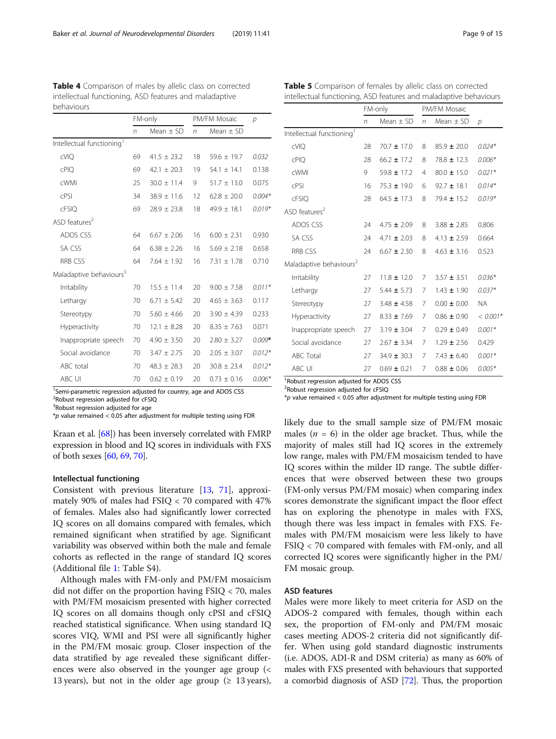**Table 4** Comparison of males by allelic class on corrected intellectual functioning, ASD features and maladaptive behaviours

| | FM-only | | PM/FM Mosaic | | *p* |
|---|---|---|---|---|---|
| | *n* | Mean ± SD | *n* | Mean ± SD | |
| Intellectual functioning[1] | | | | | |
| cVIQ | 69 | 41.5 ± 23.2 | 18 | 59.6 ± 19.7 | 0.032 |
| cPIQ | 69 | 42.1 ± 20.3 | 19 | 54.1 ± 14.1 | 0.138 |
| cWMI | 25 | 30.0 ± 11.4 | 9 | 51.7 ± 13.0 | 0.075 |
| cPSI | 34 | 38.9 ± 11.6 | 12 | 62.8 ± 20.0 | *0.004** |
| cFSIQ | 69 | 28.9 ± 23.8 | 18 | 49.9 ± 18.1 | *0.019** |
| ASD features[2] | | | | | |
| ADOS CSS | 64 | 6.67 ± 2.06 | 16 | 6.00 ± 2.31 | 0.930 |
| SA CSS | 64 | 6.38 ± 2.26 | 16 | 5.69 ± 2.18 | 0.658 |
| RRB CSS | 64 | 7.64 ± 1.92 | 16 | 7.31 ± 1.78 | 0.710 |
| Maladaptive behaviours[3] | | | | | |
| Irritability | 70 | 15.5 ± 11.4 | 20 | 9.00 ± 7.58 | *0.011** |
| Lethargy | 70 | 6.71 ± 5.42 | 20 | 4.65 ± 3.63 | 0.117 |
| Stereotypy | 70 | 5.60 ± 4.66 | 20 | 3.90 ± 4.39 | 0.233 |
| Hyperactivity | 70 | 12.1 ± 8.28 | 20 | 8.35 ± 7.63 | 0.071 |
| Inappropriate speech | 70 | 4.90 ± 3.50 | 20 | 2.80 ± 3.27 | *0.009** |
| Social avoidance | 70 | 3.47 ± 2.75 | 20 | 2.05 ± 3.07 | *0.012** |
| ABC total | 70 | 48.3 ± 28.3 | 20 | 30.8 ± 23.4 | *0.012** |
| ABC UI | 70 | 0.62 ± 0.19 | 20 | 0.73 ± 0.16 | *0.006** |

[1]Semi-parametric regression adjusted for country, age and ADOS CSS
[2]Robust regression adjusted for cFSIQ
[3]Robust regression adjusted for age
*$p$ value remained < 0.05 after adjustment for multiple testing using FDR

**Table 5** Comparison of females by allelic class on corrected intellectual functioning, ASD features and maladaptive behaviours

| | FM-only | | PM/FM Mosaic | | |
|---|---|---|---|---|---|
| | *n* | Mean ± SD | *n* | Mean ± SD | *p* |
| Intellectual functioning[1] | | | | | |
| cVIQ | 28 | 70.7 ± 17.0 | 8 | 85.9 ± 20.0 | *0.024** |
| cPIQ | 28 | 66.2 ± 17.2 | 8 | 78.8 ± 12.3 | *0.006** |
| cWMI | 9 | 59.8 ± 17.2 | 4 | 80.0 ± 15.0 | *0.021** |
| cPSI | 16 | 75.3 ± 19.0 | 6 | 92.7 ± 18.1 | *0.014** |
| cFSIQ | 28 | 64.5 ± 17.3 | 8 | 79.4 ± 15.2 | *0.019** |
| ASD features[2] | | | | | |
| ADOS CSS | 24 | 4.75 ± 2.09 | 8 | 3.88 ± 2.85 | 0.806 |
| SA CSS | 24 | 4.71 ± 2.03 | 8 | 4.13 ± 2.59 | 0.664 |
| RRB CSS | 24 | 6.67 ± 2.30 | 8 | 4.63 ± 3.16 | 0.523 |
| Maladaptive behaviours[2] | | | | | |
| Irritability | 27 | 11.8 ± 12.0 | 7 | 3.57 ± 3.51 | *0.036** |
| Lethargy | 27 | 5.44 ± 5.73 | 7 | 1.43 ± 1.90 | *0.037** |
| Stereotypy | 27 | 3.48 ± 4.58 | 7 | 0.00 ± 0.00 | NA |
| Hyperactivity | 27 | 8.33 ± 7.69 | 7 | 0.86 ± 0.90 | *< 0.001** |
| Inappropriate speech | 27 | 3.19 ± 3.04 | 7 | 0.29 ± 0.49 | *0.001** |
| Social avoidance | 27 | 2.67 ± 3.34 | 7 | 1.29 ± 2.56 | 0.429 |
| ABC Total | 27 | 34.9 ± 30.3 | 7 | 7.43 ± 6.40 | *0.001** |
| ABC UI | 27 | 0.69 ± 0.21 | 7 | 0.88 ± 0.06 | *0.005** |

[1]Robust regression adjusted for ADOS CSS
[2]Robust regression adjusted for cFSIQ
*$p$ value remained < 0.05 after adjustment for multiple testing using FDR

Kraan et al. [68]) has been inversely correlated with FMRP expression in blood and IQ scores in individuals with FXS of both sexes [60, 69, 70].

### Intellectual functioning

Consistent with previous literature [13, 71], approximately 90% of males had FSIQ < 70 compared with 47% of females. Males also had significantly lower corrected IQ scores on all domains compared with females, which remained significant when stratified by age. Significant variability was observed within both the male and female cohorts as reflected in the range of standard IQ scores (Additional file 1: Table S4).

Although males with FM-only and PM/FM mosaicism did not differ on the proportion having FSIQ < 70, males with PM/FM mosaicism presented with higher corrected IQ scores on all domains though only cPSI and cFSIQ reached statistical significance. When using standard IQ scores VIQ, WMI and PSI were all significantly higher in the PM/FM mosaic group. Closer inspection of the data stratified by age revealed these significant differences were also observed in the younger age group (< 13 years), but not in the older age group (≥ 13 years), likely due to the small sample size of PM/FM mosaic males ($n$ = 6) in the older age bracket. Thus, while the majority of males still had IQ scores in the extremely low range, males with PM/FM mosaicism tended to have IQ scores within the milder ID range. The subtle differences that were observed between these two groups (FM-only versus PM/FM mosaic) when comparing index scores demonstrate the significant impact the floor effect has on exploring the phenotype in males with FXS, though there was less impact in females with FXS. Females with PM/FM mosaicism were less likely to have FSIQ < 70 compared with females with FM-only, and all corrected IQ scores were significantly higher in the PM/FM mosaic group.

### ASD features

Males were more likely to meet criteria for ASD on the ADOS-2 compared with females, though within each sex, the proportion of FM-only and PM/FM mosaic cases meeting ADOS-2 criteria did not significantly differ. When using gold standard diagnostic instruments (i.e. ADOS, ADI-R and DSM criteria) as many as 60% of males with FXS presented with behaviours that supported a comorbid diagnosis of ASD [72]. Thus, the proportion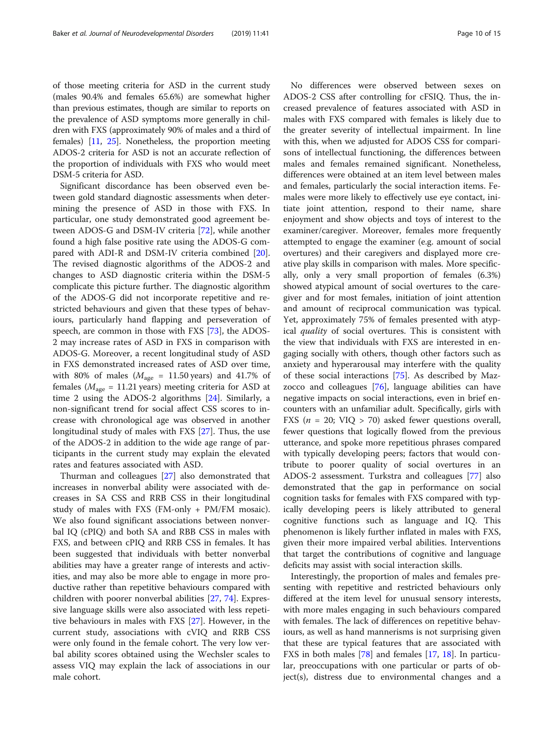of those meeting criteria for ASD in the current study (males 90.4% and females 65.6%) are somewhat higher than previous estimates, though are similar to reports on the prevalence of ASD symptoms more generally in children with FXS (approximately 90% of males and a third of females) [11, 25]. Nonetheless, the proportion meeting ADOS-2 criteria for ASD is not an accurate reflection of the proportion of individuals with FXS who would meet DSM-5 criteria for ASD.

Significant discordance has been observed even between gold standard diagnostic assessments when determining the presence of ASD in those with FXS. In particular, one study demonstrated good agreement between ADOS-G and DSM-IV criteria [72], while another found a high false positive rate using the ADOS-G compared with ADI-R and DSM-IV criteria combined [20]. The revised diagnostic algorithms of the ADOS-2 and changes to ASD diagnostic criteria within the DSM-5 complicate this picture further. The diagnostic algorithm of the ADOS-G did not incorporate repetitive and restricted behaviours and given that these types of behaviours, particularly hand flapping and perseveration of speech, are common in those with FXS [73], the ADOS-2 may increase rates of ASD in FXS in comparison with ADOS-G. Moreover, a recent longitudinal study of ASD in FXS demonstrated increased rates of ASD over time, with 80% of males ($M_{\text{age}}$ = 11.50 years) and 41.7% of females ($M_{\text{age}}$ = 11.21 years) meeting criteria for ASD at time 2 using the ADOS-2 algorithms [24]. Similarly, a non-significant trend for social affect CSS scores to increase with chronological age was observed in another longitudinal study of males with FXS [27]. Thus, the use of the ADOS-2 in addition to the wide age range of participants in the current study may explain the elevated rates and features associated with ASD.

Thurman and colleagues [27] also demonstrated that increases in nonverbal ability were associated with decreases in SA CSS and RRB CSS in their longitudinal study of males with FXS (FM-only + PM/FM mosaic). We also found significant associations between nonverbal IQ (cPIQ) and both SA and RRB CSS in males with FXS, and between cPIQ and RRB CSS in females. It has been suggested that individuals with better nonverbal abilities may have a greater range of interests and activities, and may also be more able to engage in more productive rather than repetitive behaviours compared with children with poorer nonverbal abilities [27, 74]. Expressive language skills were also associated with less repetitive behaviours in males with FXS [27]. However, in the current study, associations with cVIQ and RRB CSS were only found in the female cohort. The very low verbal ability scores obtained using the Wechsler scales to assess VIQ may explain the lack of associations in our male cohort.

No differences were observed between sexes on ADOS-2 CSS after controlling for cFSIQ. Thus, the increased prevalence of features associated with ASD in males with FXS compared with females is likely due to the greater severity of intellectual impairment. In line with this, when we adjusted for ADOS CSS for comparisons of intellectual functioning, the differences between males and females remained significant. Nonetheless, differences were obtained at an item level between males and females, particularly the social interaction items. Females were more likely to effectively use eye contact, initiate joint attention, respond to their name, share enjoyment and show objects and toys of interest to the examiner/caregiver. Moreover, females more frequently attempted to engage the examiner (e.g. amount of social overtures) and their caregivers and displayed more creative play skills in comparison with males. More specifically, only a very small proportion of females (6.3%) showed atypical amount of social overtures to the caregiver and for most females, initiation of joint attention and amount of reciprocal communication was typical. Yet, approximately 75% of females presented with atypical *quality* of social overtures. This is consistent with the view that individuals with FXS are interested in engaging socially with others, though other factors such as anxiety and hyperarousal may interfere with the quality of these social interactions [75]. As described by Mazzocco and colleagues [76], language abilities can have negative impacts on social interactions, even in brief encounters with an unfamiliar adult. Specifically, girls with FXS ($n$ = 20; VIQ > 70) asked fewer questions overall, fewer questions that logically flowed from the previous utterance, and spoke more repetitious phrases compared with typically developing peers; factors that would contribute to poorer quality of social overtures in an ADOS-2 assessment. Turkstra and colleagues [77] also demonstrated that the gap in performance on social cognition tasks for females with FXS compared with typically developing peers is likely attributed to general cognitive functions such as language and IQ. This phenomenon is likely further inflated in males with FXS, given their more impaired verbal abilities. Interventions that target the contributions of cognitive and language deficits may assist with social interaction skills.

Interestingly, the proportion of males and females presenting with repetitive and restricted behaviours only differed at the item level for unusual sensory interests, with more males engaging in such behaviours compared with females. The lack of differences on repetitive behaviours, as well as hand mannerisms is not surprising given that these are typical features that are associated with FXS in both males [78] and females [17, 18]. In particular, preoccupations with one particular or parts of object(s), distress due to environmental changes and a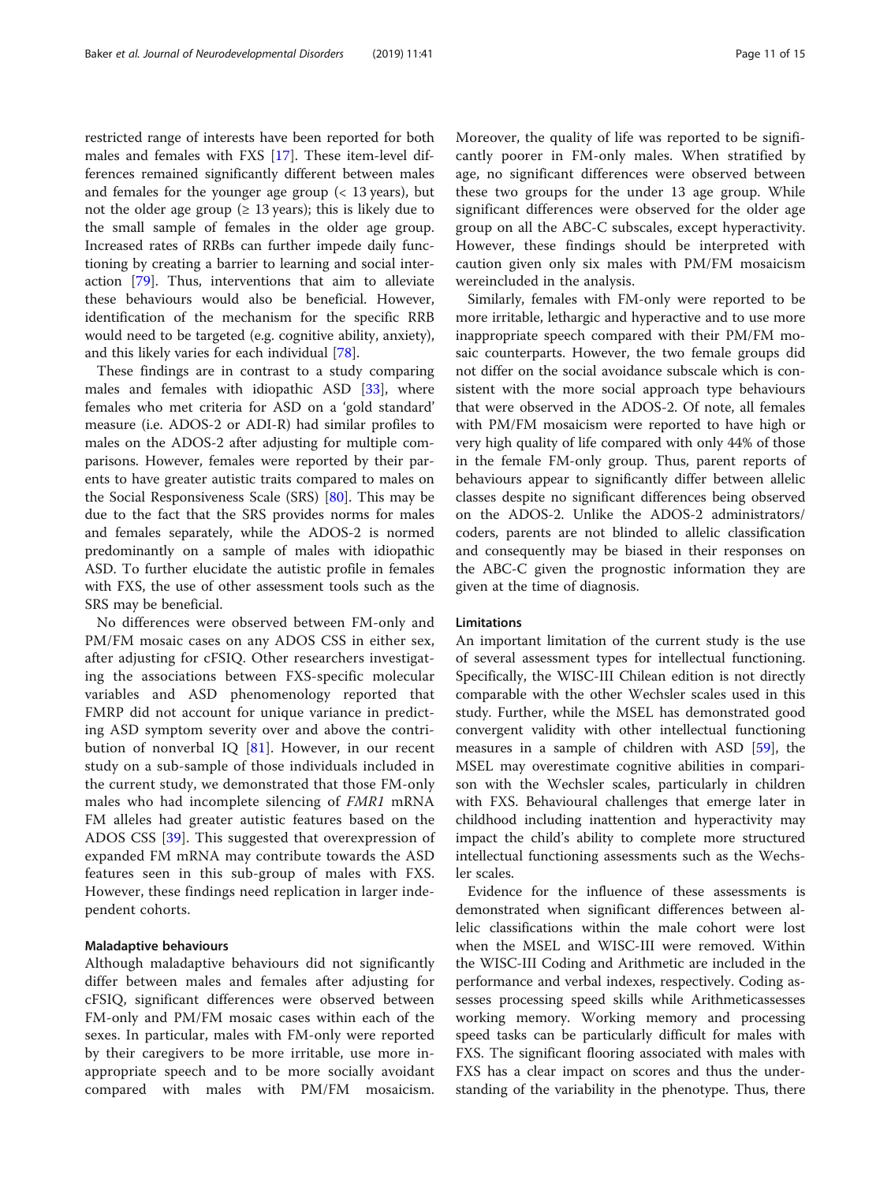restricted range of interests have been reported for both males and females with FXS [17]. These item-level differences remained significantly different between males and females for the younger age group (< 13 years), but not the older age group (≥ 13 years); this is likely due to the small sample of females in the older age group. Increased rates of RRBs can further impede daily functioning by creating a barrier to learning and social interaction [79]. Thus, interventions that aim to alleviate these behaviours would also be beneficial. However, identification of the mechanism for the specific RRB would need to be targeted (e.g. cognitive ability, anxiety), and this likely varies for each individual [78].

These findings are in contrast to a study comparing males and females with idiopathic ASD [33], where females who met criteria for ASD on a 'gold standard' measure (i.e. ADOS-2 or ADI-R) had similar profiles to males on the ADOS-2 after adjusting for multiple comparisons. However, females were reported by their parents to have greater autistic traits compared to males on the Social Responsiveness Scale (SRS) [80]. This may be due to the fact that the SRS provides norms for males and females separately, while the ADOS-2 is normed predominantly on a sample of males with idiopathic ASD. To further elucidate the autistic profile in females with FXS, the use of other assessment tools such as the SRS may be beneficial.

No differences were observed between FM-only and PM/FM mosaic cases on any ADOS CSS in either sex, after adjusting for cFSIQ. Other researchers investigating the associations between FXS-specific molecular variables and ASD phenomenology reported that FMRP did not account for unique variance in predicting ASD symptom severity over and above the contribution of nonverbal IQ [81]. However, in our recent study on a sub-sample of those individuals included in the current study, we demonstrated that those FM-only males who had incomplete silencing of *FMR1* mRNA FM alleles had greater autistic features based on the ADOS CSS [39]. This suggested that overexpression of expanded FM mRNA may contribute towards the ASD features seen in this sub-group of males with FXS. However, these findings need replication in larger independent cohorts.

### Maladaptive behaviours

Although maladaptive behaviours did not significantly differ between males and females after adjusting for cFSIQ, significant differences were observed between FM-only and PM/FM mosaic cases within each of the sexes. In particular, males with FM-only were reported by their caregivers to be more irritable, use more inappropriate speech and to be more socially avoidant compared with males with PM/FM mosaicism. Moreover, the quality of life was reported to be significantly poorer in FM-only males. When stratified by age, no significant differences were observed between these two groups for the under 13 age group. While significant differences were observed for the older age group on all the ABC-C subscales, except hyperactivity. However, these findings should be interpreted with caution given only six males with PM/FM mosaicism wereincluded in the analysis.

Similarly, females with FM-only were reported to be more irritable, lethargic and hyperactive and to use more inappropriate speech compared with their PM/FM mosaic counterparts. However, the two female groups did not differ on the social avoidance subscale which is consistent with the more social approach type behaviours that were observed in the ADOS-2. Of note, all females with PM/FM mosaicism were reported to have high or very high quality of life compared with only 44% of those in the female FM-only group. Thus, parent reports of behaviours appear to significantly differ between allelic classes despite no significant differences being observed on the ADOS-2. Unlike the ADOS-2 administrators/coders, parents are not blinded to allelic classification and consequently may be biased in their responses on the ABC-C given the prognostic information they are given at the time of diagnosis.

### Limitations

An important limitation of the current study is the use of several assessment types for intellectual functioning. Specifically, the WISC-III Chilean edition is not directly comparable with the other Wechsler scales used in this study. Further, while the MSEL has demonstrated good convergent validity with other intellectual functioning measures in a sample of children with ASD [59], the MSEL may overestimate cognitive abilities in comparison with the Wechsler scales, particularly in children with FXS. Behavioural challenges that emerge later in childhood including inattention and hyperactivity may impact the child's ability to complete more structured intellectual functioning assessments such as the Wechsler scales.

Evidence for the influence of these assessments is demonstrated when significant differences between allelic classifications within the male cohort were lost when the MSEL and WISC-III were removed. Within the WISC-III Coding and Arithmetic are included in the performance and verbal indexes, respectively. Coding assesses processing speed skills while Arithmeticassesses working memory. Working memory and processing speed tasks can be particularly difficult for males with FXS. The significant flooring associated with males with FXS has a clear impact on scores and thus the understanding of the variability in the phenotype. Thus, there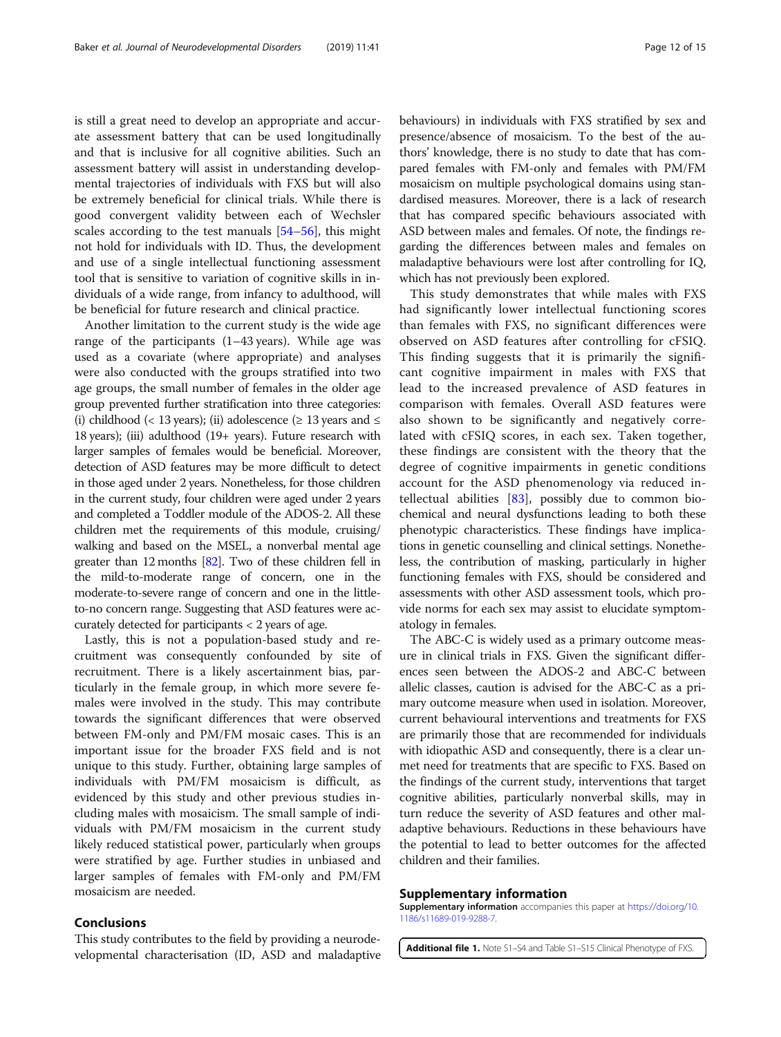is still a great need to develop an appropriate and accurate assessment battery that can be used longitudinally and that is inclusive for all cognitive abilities. Such an assessment battery will assist in understanding developmental trajectories of individuals with FXS but will also be extremely beneficial for clinical trials. While there is good convergent validity between each of Wechsler scales according to the test manuals [54–56], this might not hold for individuals with ID. Thus, the development and use of a single intellectual functioning assessment tool that is sensitive to variation of cognitive skills in individuals of a wide range, from infancy to adulthood, will be beneficial for future research and clinical practice.

Another limitation to the current study is the wide age range of the participants (1–43 years). While age was used as a covariate (where appropriate) and analyses were also conducted with the groups stratified into two age groups, the small number of females in the older age group prevented further stratification into three categories: (i) childhood (< 13 years); (ii) adolescence (≥ 13 years and ≤ 18 years); (iii) adulthood (19+ years). Future research with larger samples of females would be beneficial. Moreover, detection of ASD features may be more difficult to detect in those aged under 2 years. Nonetheless, for those children in the current study, four children were aged under 2 years and completed a Toddler module of the ADOS-2. All these children met the requirements of this module, cruising/walking and based on the MSEL, a nonverbal mental age greater than 12 months [82]. Two of these children fell in the mild-to-moderate range of concern, one in the moderate-to-severe range of concern and one in the little-to-no concern range. Suggesting that ASD features were accurately detected for participants < 2 years of age.

Lastly, this is not a population-based study and recruitment was consequently confounded by site of recruitment. There is a likely ascertainment bias, particularly in the female group, in which more severe females were involved in the study. This may contribute towards the significant differences that were observed between FM-only and PM/FM mosaic cases. This is an important issue for the broader FXS field and is not unique to this study. Further, obtaining large samples of individuals with PM/FM mosaicism is difficult, as evidenced by this study and other previous studies including males with mosaicism. The small sample of individuals with PM/FM mosaicism in the current study likely reduced statistical power, particularly when groups were stratified by age. Further studies in unbiased and larger samples of females with FM-only and PM/FM mosaicism are needed.

## Conclusions

This study contributes to the field by providing a neurodevelopmental characterisation (ID, ASD and maladaptive behaviours) in individuals with FXS stratified by sex and presence/absence of mosaicism. To the best of the authors' knowledge, there is no study to date that has compared females with FM-only and females with PM/FM mosaicism on multiple psychological domains using standardised measures. Moreover, there is a lack of research that has compared specific behaviours associated with ASD between males and females. Of note, the findings regarding the differences between males and females on maladaptive behaviours were lost after controlling for IQ, which has not previously been explored.

This study demonstrates that while males with FXS had significantly lower intellectual functioning scores than females with FXS, no significant differences were observed on ASD features after controlling for cFSIQ. This finding suggests that it is primarily the significant cognitive impairment in males with FXS that lead to the increased prevalence of ASD features in comparison with females. Overall ASD features were also shown to be significantly and negatively correlated with cFSIQ scores, in each sex. Taken together, these findings are consistent with the theory that the degree of cognitive impairments in genetic conditions account for the ASD phenomenology via reduced intellectual abilities [83], possibly due to common biochemical and neural dysfunctions leading to both these phenotypic characteristics. These findings have implications in genetic counselling and clinical settings. Nonetheless, the contribution of masking, particularly in higher functioning females with FXS, should be considered and assessments with other ASD assessment tools, which provide norms for each sex may assist to elucidate symptomatology in females.

The ABC-C is widely used as a primary outcome measure in clinical trials in FXS. Given the significant differences seen between the ADOS-2 and ABC-C between allelic classes, caution is advised for the ABC-C as a primary outcome measure when used in isolation. Moreover, current behavioural interventions and treatments for FXS are primarily those that are recommended for individuals with idiopathic ASD and consequently, there is a clear unmet need for treatments that are specific to FXS. Based on the findings of the current study, interventions that target cognitive abilities, particularly nonverbal skills, may in turn reduce the severity of ASD features and other maladaptive behaviours. Reductions in these behaviours have the potential to lead to better outcomes for the affected children and their families.

## Supplementary information

**Supplementary information** accompanies this paper at https://doi.org/10.1186/s11689-019-9288-7.

**Additional file 1.** Note S1–S4 and Table S1–S15 Clinical Phenotype of FXS.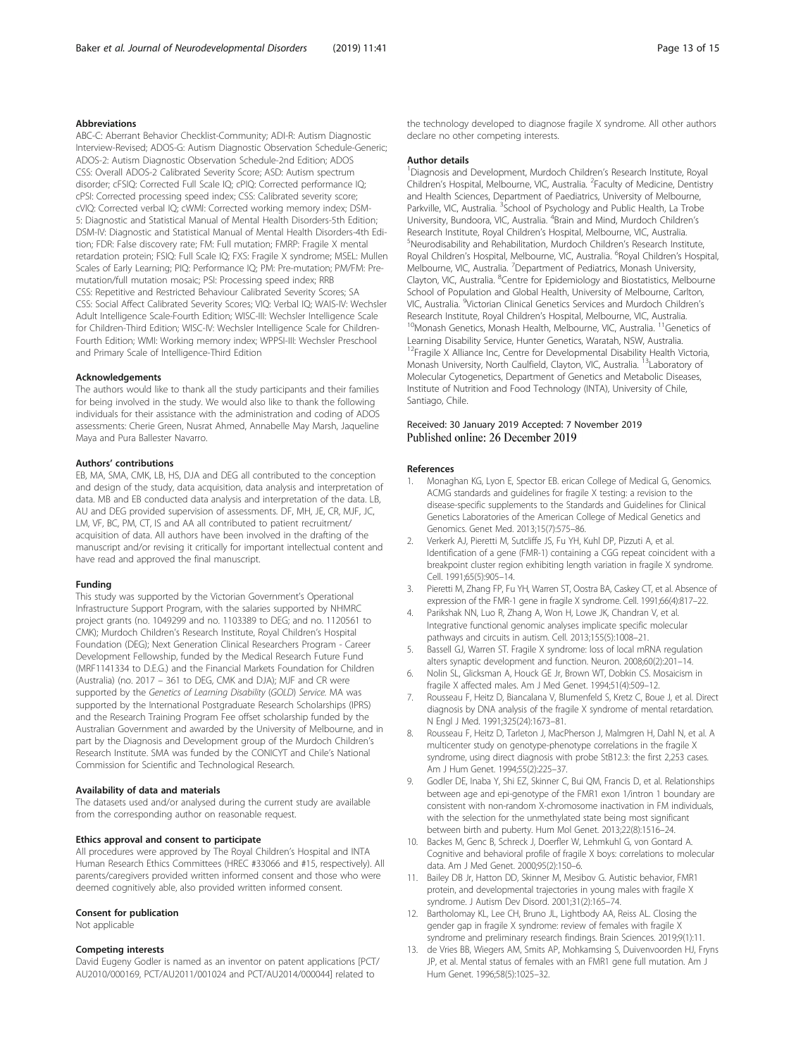### Abbreviations

ABC-C: Aberrant Behavior Checklist-Community; ADI-R: Autism Diagnostic Interview-Revised; ADOS-G: Autism Diagnostic Observation Schedule-Generic; ADOS-2: Autism Diagnostic Observation Schedule-2nd Edition; ADOS CSS: Overall ADOS-2 Calibrated Severity Score; ASD: Autism spectrum disorder; cFSIQ: Corrected Full Scale IQ; cPIQ: Corrected performance IQ; cPSI: Corrected processing speed index; CSS: Calibrated severity score; cVIQ: Corrected verbal IQ; cWMI: Corrected working memory index; DSM-5: Diagnostic and Statistical Manual of Mental Health Disorders-5th Edition; DSM-IV: Diagnostic and Statistical Manual of Mental Health Disorders-4th Edition; FDR: False discovery rate; FM: Full mutation; FMRP: Fragile X mental retardation protein; FSIQ: Full Scale IQ; FXS: Fragile X syndrome; MSEL: Mullen Scales of Early Learning; PIQ: Performance IQ; PM: Pre-mutation; PM/FM: Pre-mutation/full mutation mosaic; PSI: Processing speed index; RRB CSS: Repetitive and Restricted Behaviour Calibrated Severity Scores; SA CSS: Social Affect Calibrated Severity Scores; VIQ: Verbal IQ; WAIS-IV: Wechsler Adult Intelligence Scale-Fourth Edition; WISC-III: Wechsler Intelligence Scale for Children-Third Edition; WISC-IV: Wechsler Intelligence Scale for Children-Fourth Edition; WMI: Working memory index; WPPSI-III: Wechsler Preschool and Primary Scale of Intelligence-Third Edition

### Acknowledgements

The authors would like to thank all the study participants and their families for being involved in the study. We would also like to thank the following individuals for their assistance with the administration and coding of ADOS assessments: Cherie Green, Nusrat Ahmed, Annabelle May Marsh, Jaqueline Maya and Pura Ballester Navarro.

### Authors' contributions

EB, MA, SMA, CMK, LB, HS, DJA and DEG all contributed to the conception and design of the study, data acquisition, data analysis and interpretation of data. MB and EB conducted data analysis and interpretation of the data. LB, AU and DEG provided supervision of assessments. DF, MH, JE, CR, MJF, JC, LM, VF, BC, PM, CT, IS and AA all contributed to patient recruitment/acquisition of data. All authors have been involved in the drafting of the manuscript and/or revising it critically for important intellectual content and have read and approved the final manuscript.

### Funding

This study was supported by the Victorian Government's Operational Infrastructure Support Program, with the salaries supported by NHMRC project grants (no. 1049299 and no. 1103389 to DEG; and no. 1120561 to CMK); Murdoch Children's Research Institute, Royal Children's Hospital Foundation (DEG); Next Generation Clinical Researchers Program - Career Development Fellowship, funded by the Medical Research Future Fund (MRF1141334 to D.E.G.) and the Financial Markets Foundation for Children (Australia) (no. 2017 – 361 to DEG, CMK and DJA); MJF and CR were supported by the *Genetics of Learning Disability* (*GOLD*) *Service*. MA was supported by the International Postgraduate Research Scholarships (IPRS) and the Research Training Program Fee offset scholarship funded by the Australian Government and awarded by the University of Melbourne, and in part by the Diagnosis and Development group of the Murdoch Children's Research Institute. SMA was funded by the CONICYT and Chile's National Commission for Scientific and Technological Research.

### Availability of data and materials

The datasets used and/or analysed during the current study are available from the corresponding author on reasonable request.

### Ethics approval and consent to participate

All procedures were approved by The Royal Children's Hospital and INTA Human Research Ethics Committees (HREC #33066 and #15, respectively). All parents/caregivers provided written informed consent and those who were deemed cognitively able, also provided written informed consent.

### Consent for publication

Not applicable

### Competing interests

David Eugeny Godler is named as an inventor on patent applications [PCT/AU2010/000169, PCT/AU2011/001024 and PCT/AU2014/000044] related to the technology developed to diagnose fragile X syndrome. All other authors declare no other competing interests.

### Author details

[1]Diagnosis and Development, Murdoch Children's Research Institute, Royal Children's Hospital, Melbourne, VIC, Australia. [2]Faculty of Medicine, Dentistry and Health Sciences, Department of Paediatrics, University of Melbourne, Parkville, VIC, Australia. [3]School of Psychology and Public Health, La Trobe University, Bundoora, VIC, Australia. [4]Brain and Mind, Murdoch Children's Research Institute, Royal Children's Hospital, Melbourne, VIC, Australia. [5]Neurodisability and Rehabilitation, Murdoch Children's Research Institute, Royal Children's Hospital, Melbourne, VIC, Australia. [6]Royal Children's Hospital, Melbourne, VIC, Australia. [7]Department of Pediatrics, Monash University, Clayton, VIC, Australia. [8]Centre for Epidemiology and Biostatistics, Melbourne School of Population and Global Health, University of Melbourne, Carlton, VIC, Australia. [9]Victorian Clinical Genetics Services and Murdoch Children's Research Institute, Royal Children's Hospital, Melbourne, VIC, Australia. [10]Monash Genetics, Monash Health, Melbourne, VIC, Australia. [11]Genetics of Learning Disability Service, Hunter Genetics, Waratah, NSW, Australia. [12]Fragile X Alliance Inc, Centre for Developmental Disability Health Victoria, Monash University, North Caulfield, Clayton, VIC, Australia. [13]Laboratory of Molecular Cytogenetics, Department of Genetics and Metabolic Diseases, Institute of Nutrition and Food Technology (INTA), University of Chile, Santiago, Chile.

Received: 30 January 2019 Accepted: 7 November 2019
Published online: 26 December 2019

### References

1. Monaghan KG, Lyon E, Spector EB. erican College of Medical G, Genomics. ACMG standards and guidelines for fragile X testing: a revision to the disease-specific supplements to the Standards and Guidelines for Clinical Genetics Laboratories of the American College of Medical Genetics and Genomics. Genet Med. 2013;15(7):575–86.
2. Verkerk AJ, Pieretti M, Sutcliffe JS, Fu YH, Kuhl DP, Pizzuti A, et al. Identification of a gene (FMR-1) containing a CGG repeat coincident with a breakpoint cluster region exhibiting length variation in fragile X syndrome. Cell. 1991;65(5):905–14.
3. Pieretti M, Zhang FP, Fu YH, Warren ST, Oostra BA, Caskey CT, et al. Absence of expression of the FMR-1 gene in fragile X syndrome. Cell. 1991;66(4):817–22.
4. Parikshak NN, Luo R, Zhang A, Won H, Lowe JK, Chandran V, et al. Integrative functional genomic analyses implicate specific molecular pathways and circuits in autism. Cell. 2013;155(5):1008–21.
5. Bassell GJ, Warren ST. Fragile X syndrome: loss of local mRNA regulation alters synaptic development and function. Neuron. 2008;60(2):201–14.
6. Nolin SL, Glicksman A, Houck GE Jr, Brown WT, Dobkin CS. Mosaicism in fragile X affected males. Am J Med Genet. 1994;51(4):509–12.
7. Rousseau F, Heitz D, Biancalana V, Blumenfeld S, Kretz C, Boue J, et al. Direct diagnosis by DNA analysis of the fragile X syndrome of mental retardation. N Engl J Med. 1991;325(24):1673–81.
8. Rousseau F, Heitz D, Tarleton J, MacPherson J, Malmgren H, Dahl N, et al. A multicenter study on genotype-phenotype correlations in the fragile X syndrome, using direct diagnosis with probe StB12.3: the first 2,253 cases. Am J Hum Genet. 1994;55(2):225–37.
9. Godler DE, Inaba Y, Shi EZ, Skinner C, Bui QM, Francis D, et al. Relationships between age and epi-genotype of the FMR1 exon 1/intron 1 boundary are consistent with non-random X-chromosome inactivation in FM individuals, with the selection for the unmethylated state being most significant between birth and puberty. Hum Mol Genet. 2013;22(8):1516–24.
10. Backes M, Genc B, Schreck J, Doerfler W, Lehmkuhl G, von Gontard A. Cognitive and behavioral profile of fragile X boys: correlations to molecular data. Am J Med Genet. 2000;95(2):150–6.
11. Bailey DB Jr, Hatton DD, Skinner M, Mesibov G. Autistic behavior, FMR1 protein, and developmental trajectories in young males with fragile X syndrome. J Autism Dev Disord. 2001;31(2):165–74.
12. Bartholomay KL, Lee CH, Bruno JL, Lightbody AA, Reiss AL. Closing the gender gap in fragile X syndrome: review of females with fragile X syndrome and preliminary research findings. Brain Sciences. 2019;9(1):11.
13. de Vries BB, Wiegers AM, Smits AP, Mohkamsing S, Duivenvoorden HJ, Fryns JP, et al. Mental status of females with an FMR1 gene full mutation. Am J Hum Genet. 1996;58(5):1025–32.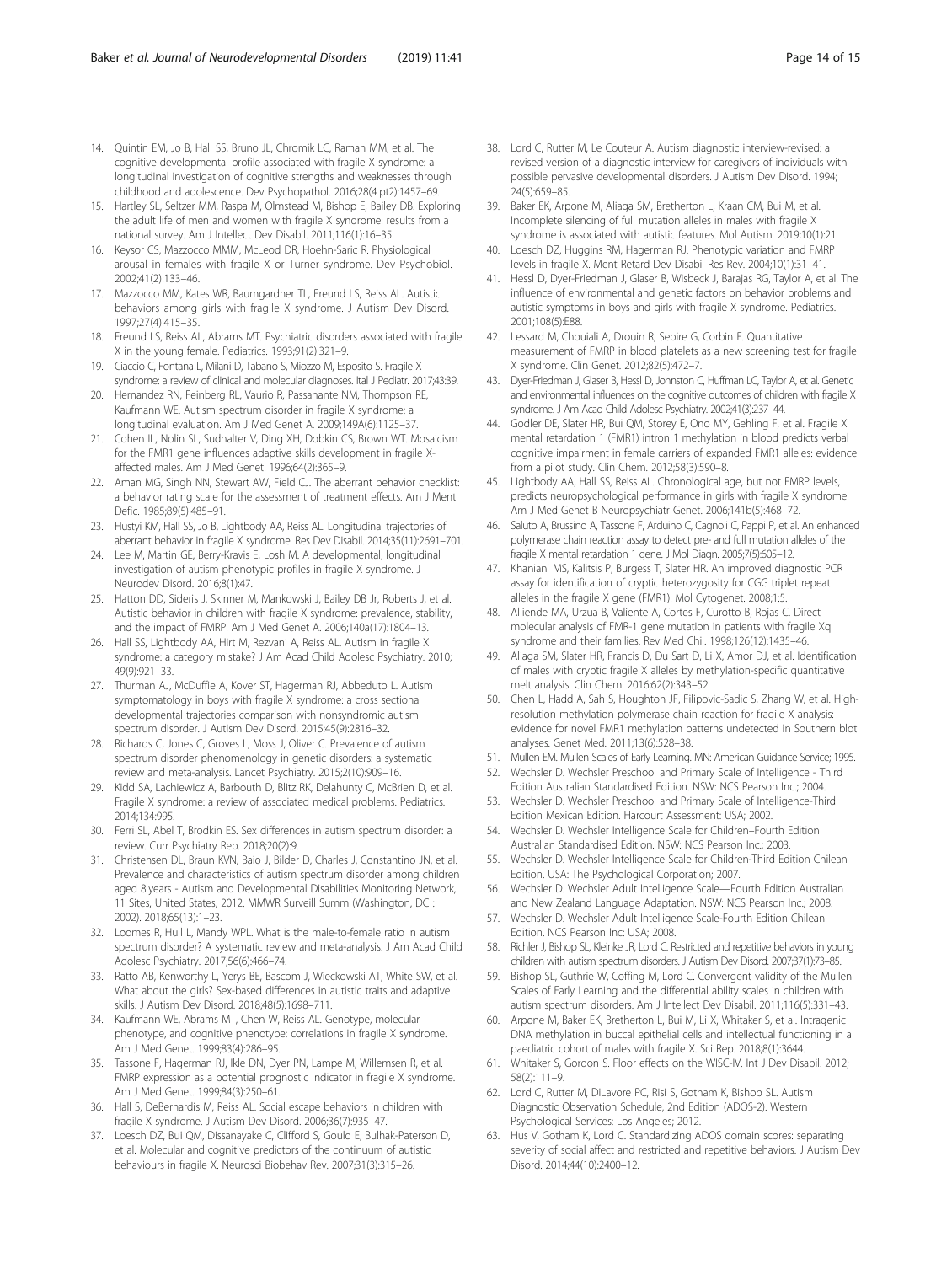14. Quintin EM, Jo B, Hall SS, Bruno JL, Chromik LC, Raman MM, et al. The cognitive developmental profile associated with fragile X syndrome: a longitudinal investigation of cognitive strengths and weaknesses through childhood and adolescence. Dev Psychopathol. 2016;28(4 pt2):1457–69.
15. Hartley SL, Seltzer MM, Raspa M, Olmstead M, Bishop E, Bailey DB. Exploring the adult life of men and women with fragile X syndrome: results from a national survey. Am J Intellect Dev Disabil. 2011;116(1):16–35.
16. Keysor CS, Mazzocco MMM, McLeod DR, Hoehn-Saric R. Physiological arousal in females with fragile X or Turner syndrome. Dev Psychobiol. 2002;41(2):133–46.
17. Mazzocco MM, Kates WR, Baumgardner TL, Freund LS, Reiss AL. Autistic behaviors among girls with fragile X syndrome. J Autism Dev Disord. 1997;27(4):415–35.
18. Freund LS, Reiss AL, Abrams MT. Psychiatric disorders associated with fragile X in the young female. Pediatrics. 1993;91(2):321–9.
19. Ciaccio C, Fontana L, Milani D, Tabano S, Miozzo M, Esposito S. Fragile X syndrome: a review of clinical and molecular diagnoses. Ital J Pediatr. 2017;43:39.
20. Hernandez RN, Feinberg RL, Vaurio R, Passanante NM, Thompson RE, Kaufmann WE. Autism spectrum disorder in fragile X syndrome: a longitudinal evaluation. Am J Med Genet A. 2009;149A(6):1125–37.
21. Cohen IL, Nolin SL, Sudhalter V, Ding XH, Dobkin CS, Brown WT. Mosaicism for the FMR1 gene influences adaptive skills development in fragile X-affected males. Am J Med Genet. 1996;64(2):365–9.
22. Aman MG, Singh NN, Stewart AW, Field CJ. The aberrant behavior checklist: a behavior rating scale for the assessment of treatment effects. Am J Ment Defic. 1985;89(5):485–91.
23. Hustyi KM, Hall SS, Jo B, Lightbody AA, Reiss AL. Longitudinal trajectories of aberrant behavior in fragile X syndrome. Res Dev Disabil. 2014;35(11):2691–701.
24. Lee M, Martin GE, Berry-Kravis E, Losh M. A developmental, longitudinal investigation of autism phenotypic profiles in fragile X syndrome. J Neurodev Disord. 2016;8(1):47.
25. Hatton DD, Sideris J, Skinner M, Mankowski J, Bailey DB Jr, Roberts J, et al. Autistic behavior in children with fragile X syndrome: prevalence, stability, and the impact of FMRP. Am J Med Genet A. 2006;140a(17):1804–13.
26. Hall SS, Lightbody AA, Hirt M, Rezvani A, Reiss AL. Autism in fragile X syndrome: a category mistake? J Am Acad Child Adolesc Psychiatry. 2010;49(9):921–33.
27. Thurman AJ, McDuffie A, Kover ST, Hagerman RJ, Abbeduto L. Autism symptomatology in boys with fragile X syndrome: a cross sectional developmental trajectories comparison with nonsyndromic autism spectrum disorder. J Autism Dev Disord. 2015;45(9):2816–32.
28. Richards C, Jones C, Groves L, Moss J, Oliver C. Prevalence of autism spectrum disorder phenomenology in genetic disorders: a systematic review and meta-analysis. Lancet Psychiatry. 2015;2(10):909–16.
29. Kidd SA, Lachiewicz A, Barbouth D, Blitz RK, Delahunty C, McBrien D, et al. Fragile X syndrome: a review of associated medical problems. Pediatrics. 2014;134:995.
30. Ferri SL, Abel T, Brodkin ES. Sex differences in autism spectrum disorder: a review. Curr Psychiatry Rep. 2018;20(2):9.
31. Christensen DL, Braun KVN, Baio J, Bilder D, Charles J, Constantino JN, et al. Prevalence and characteristics of autism spectrum disorder among children aged 8 years - Autism and Developmental Disabilities Monitoring Network, 11 Sites, United States, 2012. MMWR Surveill Summ (Washington, DC : 2002). 2018;65(13):1–23.
32. Loomes R, Hull L, Mandy WPL. What is the male-to-female ratio in autism spectrum disorder? A systematic review and meta-analysis. J Am Acad Child Adolesc Psychiatry. 2017;56(6):466–74.
33. Ratto AB, Kenworthy L, Yerys BE, Bascom J, Wieckowski AT, White SW, et al. What about the girls? Sex-based differences in autistic traits and adaptive skills. J Autism Dev Disord. 2018;48(5):1698–711.
34. Kaufmann WE, Abrams MT, Chen W, Reiss AL. Genotype, molecular phenotype, and cognitive phenotype: correlations in fragile X syndrome. Am J Med Genet. 1999;83(4):286–95.
35. Tassone F, Hagerman RJ, Ikle DN, Dyer PN, Lampe M, Willemsen R, et al. FMRP expression as a potential prognostic indicator in fragile X syndrome. Am J Med Genet. 1999;84(3):250–61.
36. Hall SS, DeBernardis M, Reiss AL. Social escape behaviors in children with fragile X syndrome. J Autism Dev Disord. 2006;36(7):935–47.
37. Loesch DZ, Bui QM, Dissanayake C, Clifford S, Gould E, Bulhak-Paterson D, et al. Molecular and cognitive predictors of the continuum of autistic behaviours in fragile X. Neurosci Biobehav Rev. 2007;31(3):315–26.
38. Lord C, Rutter M, Le Couteur A. Autism diagnostic interview-revised: a revised version of a diagnostic interview for caregivers of individuals with possible pervasive developmental disorders. J Autism Dev Disord. 1994;24(5):659–85.
39. Baker EK, Arpone M, Aliaga SM, Bretherton L, Kraan CM, Bui M, et al. Incomplete silencing of full mutation alleles in males with fragile X syndrome is associated with autistic features. Mol Autism. 2019;10(1):21.
40. Loesch DZ, Huggins RM, Hagerman RJ. Phenotypic variation and FMRP levels in fragile X. Ment Retard Dev Disabil Res Rev. 2004;10(1):31–41.
41. Hessl D, Dyer-Friedman J, Glaser B, Wisbeck J, Barajas RG, Taylor A, et al. The influence of environmental and genetic factors on behavior problems and autistic symptoms in boys and girls with fragile X syndrome. Pediatrics. 2001;108(5):E88.
42. Lessard M, Chouiali A, Drouin R, Sebire G, Corbin F. Quantitative measurement of FMRP in blood platelets as a new screening test for fragile X syndrome. Clin Genet. 2012;82(5):472–7.
43. Dyer-Friedman J, Glaser B, Hessl D, Johnston C, Huffman LC, Taylor A, et al. Genetic and environmental influences on the cognitive outcomes of children with fragile X syndrome. J Am Acad Child Adolesc Psychiatry. 2002;41(3):237–44.
44. Godler DE, Slater HR, Bui QM, Storey E, Ono MY, Gehling F, et al. Fragile X mental retardation 1 (FMR1) intron 1 methylation in blood predicts verbal cognitive impairment in female carriers of expanded FMR1 alleles: evidence from a pilot study. Clin Chem. 2012;58(3):590–8.
45. Lightbody AA, Hall SS, Reiss AL. Chronological age, but not FMRP levels, predicts neuropsychological performance in girls with fragile X syndrome. Am J Med Genet B Neuropsychiatr Genet. 2006;141b(5):468–72.
46. Saluto A, Brussino A, Tassone F, Arduino C, Cagnoli C, Pappi P, et al. An enhanced polymerase chain reaction assay to detect pre- and full mutation alleles of the fragile X mental retardation 1 gene. J Mol Diagn. 2005;7(5):605–12.
47. Khaniani MS, Kalitsis P, Burgess T, Slater HR. An improved diagnostic PCR assay for identification of cryptic heterozygosity for CGG triplet repeat alleles in the fragile X gene (FMR1). Mol Cytogenet. 2008;1:5.
48. Alliende MA, Urzua B, Valiente A, Cortes F, Curotto B, Rojas C. Direct molecular analysis of FMR-1 gene mutation in patients with fragile Xq syndrome and their families. Rev Med Chil. 1998;126(12):1435–46.
49. Aliaga SM, Slater HR, Francis D, Du Sart D, Li X, Amor DJ, et al. Identification of males with cryptic fragile X alleles by methylation-specific quantitative melt analysis. Clin Chem. 2016;62(2):343–52.
50. Chen L, Hadd A, Sah S, Houghton JF, Filipovic-Sadic S, Zhang W, et al. High-resolution methylation polymerase chain reaction for fragile X analysis: evidence for novel FMR1 methylation patterns undetected in Southern blot analyses. Genet Med. 2011;13(6):528–38.
51. Mullen EM. Mullen Scales of Early Learning. MN: American Guidance Service; 1995.
52. Wechsler D. Wechsler Preschool and Primary Scale of Intelligence - Third Edition Australian Standardised Edition. NSW: NCS Pearson Inc.; 2004.
53. Wechsler D. Wechsler Preschool and Primary Scale of Intelligence-Third Edition Mexican Edition. Harcourt Assessment: USA; 2002.
54. Wechsler D. Wechsler Intelligence Scale for Children–Fourth Edition Australian Standardised Edition. NSW: NCS Pearson Inc.; 2003.
55. Wechsler D. Wechsler Intelligence Scale for Children-Third Edition Chilean Edition. USA: The Psychological Corporation; 2007.
56. Wechsler D. Wechsler Adult Intelligence Scale—Fourth Edition Australian and New Zealand Language Adaptation. NSW: NCS Pearson Inc.; 2008.
57. Wechsler D. Wechsler Adult Intelligence Scale-Fourth Edition Chilean Edition. NCS Pearson Inc: USA; 2008.
58. Richler J, Bishop SL, Kleinke JR, Lord C. Restricted and repetitive behaviors in young children with autism spectrum disorders. J Autism Dev Disord. 2007;37(1):73–85.
59. Bishop SL, Guthrie W, Coffing M, Lord C. Convergent validity of the Mullen Scales of Early Learning and the differential ability scales in children with autism spectrum disorders. Am J Intellect Dev Disabil. 2011;116(5):331–43.
60. Arpone M, Baker EK, Bretherton L, Bui M, Li X, Whitaker S, et al. Intragenic DNA methylation in buccal epithelial cells and intellectual functioning in a paediatric cohort of males with fragile X. Sci Rep. 2018;8(1):3644.
61. Whitaker S, Gordon S. Floor effects on the WISC-IV. Int J Dev Disabil. 2012;58(2):111–9.
62. Lord C, Rutter M, DiLavore PC, Risi S, Gotham K, Bishop SL. Autism Diagnostic Observation Schedule, 2nd Edition (ADOS-2). Western Psychological Services: Los Angeles; 2012.
63. Hus V, Gotham K, Lord C. Standardizing ADOS domain scores: separating severity of social affect and restricted and repetitive behaviors. J Autism Dev Disord. 2014;44(10):2400–12.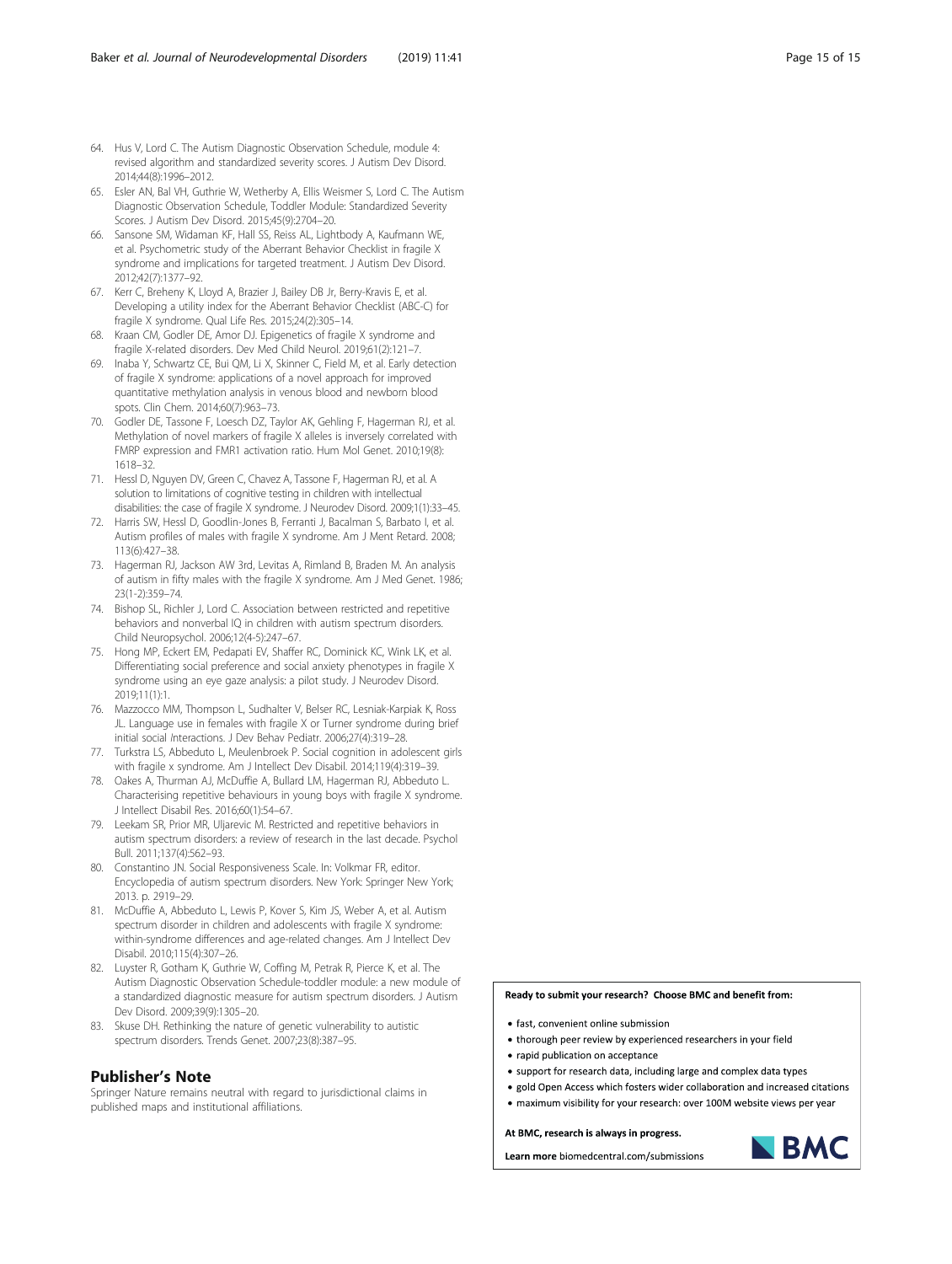64. Hus V, Lord C. The Autism Diagnostic Observation Schedule, module 4: revised algorithm and standardized severity scores. J Autism Dev Disord. 2014;44(8):1996–2012.
65. Esler AN, Bal VH, Guthrie W, Wetherby A, Ellis Weismer S, Lord C. The Autism Diagnostic Observation Schedule, Toddler Module: Standardized Severity Scores. J Autism Dev Disord. 2015;45(9):2704–20.
66. Sansone SM, Widaman KF, Hall SS, Reiss AL, Lightbody A, Kaufmann WE, et al. Psychometric study of the Aberrant Behavior Checklist in fragile X syndrome and implications for targeted treatment. J Autism Dev Disord. 2012;42(7):1377–92.
67. Kerr C, Breheny K, Lloyd A, Brazier J, Bailey DB Jr, Berry-Kravis E, et al. Developing a utility index for the Aberrant Behavior Checklist (ABC-C) for fragile X syndrome. Qual Life Res. 2015;24(2):305–14.
68. Kraan CM, Godler DE, Amor DJ. Epigenetics of fragile X syndrome and fragile X-related disorders. Dev Med Child Neurol. 2019;61(2):121–7.
69. Inaba Y, Schwartz CE, Bui QM, Li X, Skinner C, Field M, et al. Early detection of fragile X syndrome: applications of a novel approach for improved quantitative methylation analysis in venous blood and newborn blood spots. Clin Chem. 2014;60(7):963–73.
70. Godler DE, Tassone F, Loesch DZ, Taylor AK, Gehling F, Hagerman RJ, et al. Methylation of novel markers of fragile X alleles is inversely correlated with FMRP expression and FMR1 activation ratio. Hum Mol Genet. 2010;19(8):1618–32.
71. Hessl D, Nguyen DV, Green C, Chavez A, Tassone F, Hagerman RJ, et al. A solution to limitations of cognitive testing in children with intellectual disabilities: the case of fragile X syndrome. J Neurodev Disord. 2009;1(1):33–45.
72. Harris SW, Hessl D, Goodlin-Jones B, Ferranti J, Bacalman S, Barbato I, et al. Autism profiles of males with fragile X syndrome. Am J Ment Retard. 2008;113(6):427–38.
73. Hagerman RJ, Jackson AW 3rd, Levitas A, Rimland B, Braden M. An analysis of autism in fifty males with the fragile X syndrome. Am J Med Genet. 1986;23(1-2):359–74.
74. Bishop SL, Richler J, Lord C. Association between restricted and repetitive behaviors and nonverbal IQ in children with autism spectrum disorders. Child Neuropsychol. 2006;12(4-5):247–67.
75. Hong MP, Eckert EM, Pedapati EV, Shaffer RC, Dominick KC, Wink LK, et al. Differentiating social preference and social anxiety phenotypes in fragile X syndrome using an eye gaze analysis: a pilot study. J Neurodev Disord. 2019;11(1):1.
76. Mazzocco MM, Thompson L, Sudhalter V, Belser RC, Lesniak-Karpiak K, Ross JL. Language use in females with fragile X or Turner syndrome during brief initial social *I*nteractions. J Dev Behav Pediatr. 2006;27(4):319–28.
77. Turkstra LS, Abbeduto L, Meulenbroek P. Social cognition in adolescent girls with fragile x syndrome. Am J Intellect Dev Disabil. 2014;119(4):319–39.
78. Oakes A, Thurman AJ, McDuffie A, Bullard LM, Hagerman RJ, Abbeduto L. Characterising repetitive behaviours in young boys with fragile X syndrome. J Intellect Disabil Res. 2016;60(1):54–67.
79. Leekam SR, Prior MR, Uljarevic M. Restricted and repetitive behaviors in autism spectrum disorders: a review of research in the last decade. Psychol Bull. 2011;137(4):562–93.
80. Constantino JN. Social Responsiveness Scale. In: Volkmar FR, editor. Encyclopedia of autism spectrum disorders. New York: Springer New York; 2013. p. 2919–29.
81. McDuffie A, Abbeduto L, Lewis P, Kover S, Kim JS, Weber A, et al. Autism spectrum disorder in children and adolescents with fragile X syndrome: within-syndrome differences and age-related changes. Am J Intellect Dev Disabil. 2010;115(4):307–26.
82. Luyster R, Gotham K, Guthrie W, Coffing M, Petrak R, Pierce K, et al. The Autism Diagnostic Observation Schedule-toddler module: a new module of a standardized diagnostic measure for autism spectrum disorders. J Autism Dev Disord. 2009;39(9):1305–20.
83. Skuse DH. Rethinking the nature of genetic vulnerability to autistic spectrum disorders. Trends Genet. 2007;23(8):387–95.

## Publisher's Note

Springer Nature remains neutral with regard to jurisdictional claims in published maps and institutional affiliations.

**Ready to submit your research? Choose BMC and benefit from:**

- fast, convenient online submission
- thorough peer review by experienced researchers in your field
- rapid publication on acceptance
- support for research data, including large and complex data types
- gold Open Access which fosters wider collaboration and increased citations
- maximum visibility for your research: over 100M website views per year

**At BMC, research is always in progress.**

**Learn more** biomedcentral.com/submissions

BMC